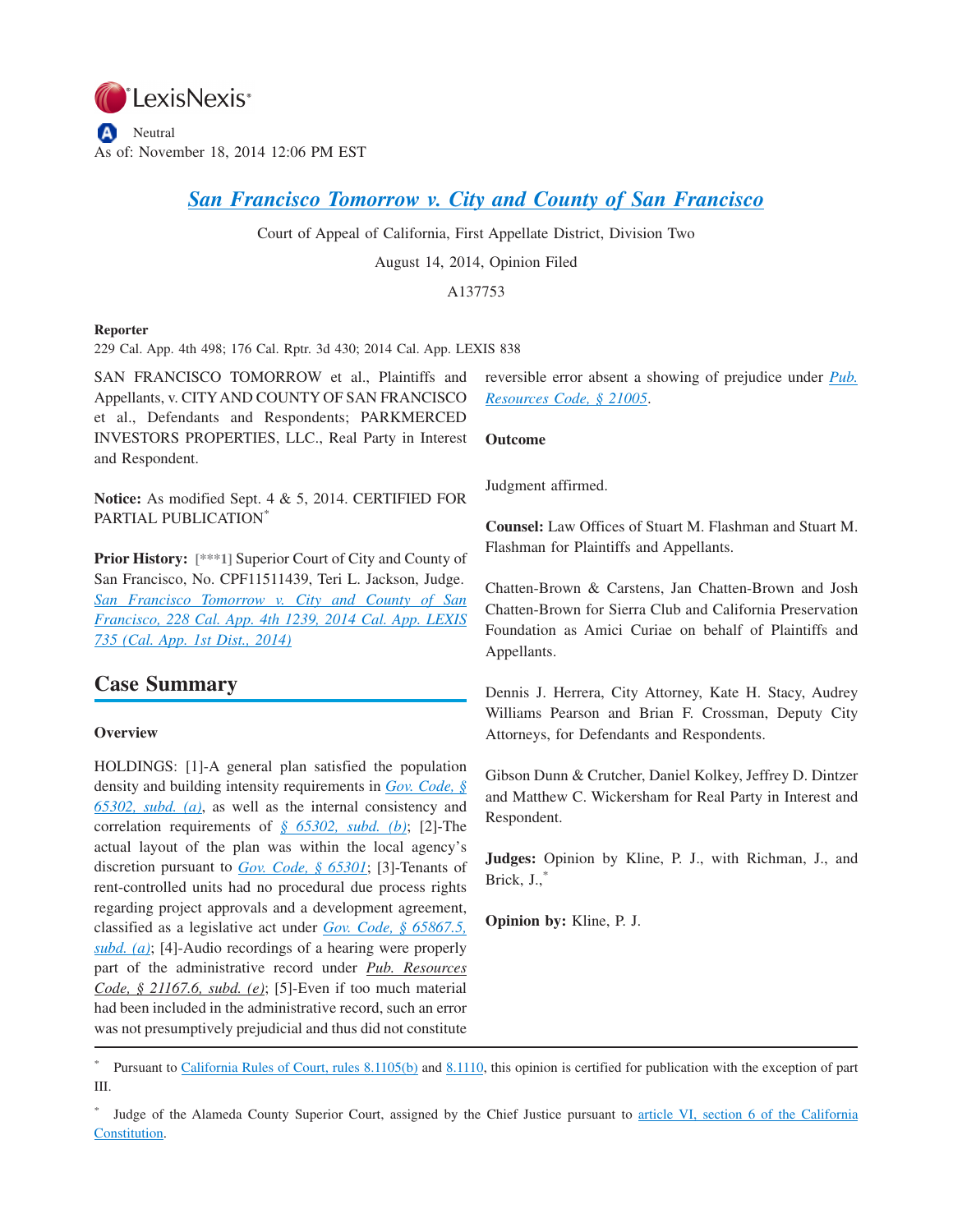LexisNexis®

Neutral
As of: November 18, 2014 12:06 PM EST

# San Francisco Tomorrow v. City and County of San Francisco

Court of Appeal of California, First Appellate District, Division Two

August 14, 2014, Opinion Filed

A137753

**Reporter**

229 Cal. App. 4th 498; 176 Cal. Rptr. 3d 430; 2014 Cal. App. LEXIS 838

SAN FRANCISCO TOMORROW et al., Plaintiffs and Appellants, v. CITY AND COUNTY OF SAN FRANCISCO et al., Defendants and Respondents; PARKMERCED INVESTORS PROPERTIES, LLC., Real Party in Interest and Respondent.

**Notice:** As modified Sept. 4 & 5, 2014. CERTIFIED FOR PARTIAL PUBLICATION[*]

**Prior History:** [***1] Superior Court of City and County of San Francisco, No. CPF11511439, Teri L. Jackson, Judge. *San Francisco Tomorrow v. City and County of San Francisco, 228 Cal. App. 4th 1239, 2014 Cal. App. LEXIS 735 (Cal. App. 1st Dist., 2014)*

## Case Summary

### Overview

HOLDINGS: [1]-A general plan satisfied the population density and building intensity requirements in *Gov. Code, § 65302, subd. (a)*, as well as the internal consistency and correlation requirements of *§ 65302, subd. (b)*; [2]-The actual layout of the plan was within the local agency's discretion pursuant to *Gov. Code, § 65301*; [3]-Tenants of rent-controlled units had no procedural due process rights regarding project approvals and a development agreement, classified as a legislative act under *Gov. Code, § 65867.5, subd. (a)*; [4]-Audio recordings of a hearing were properly part of the administrative record under *Pub. Resources Code, § 21167.6, subd. (e)*; [5]-Even if too much material had been included in the administrative record, such an error was not presumptively prejudicial and thus did not constitute reversible error absent a showing of prejudice under *Pub. Resources Code, § 21005*.

### Outcome

Judgment affirmed.

**Counsel:** Law Offices of Stuart M. Flashman and Stuart M. Flashman for Plaintiffs and Appellants.

Chatten-Brown & Carstens, Jan Chatten-Brown and Josh Chatten-Brown for Sierra Club and California Preservation Foundation as Amici Curiae on behalf of Plaintiffs and Appellants.

Dennis J. Herrera, City Attorney, Kate H. Stacy, Audrey Williams Pearson and Brian F. Crossman, Deputy City Attorneys, for Defendants and Respondents.

Gibson Dunn & Crutcher, Daniel Kolkey, Jeffrey D. Dintzer and Matthew C. Wickersham for Real Party in Interest and Respondent.

**Judges:** Opinion by Kline, P. J., with Richman, J., and Brick, J.,[*]

**Opinion by:** Kline, P. J.

---

[*] Pursuant to California Rules of Court, rules 8.1105(b) and 8.1110, this opinion is certified for publication with the exception of part III.

[*] Judge of the Alameda County Superior Court, assigned by the Chief Justice pursuant to article VI, section 6 of the California Constitution.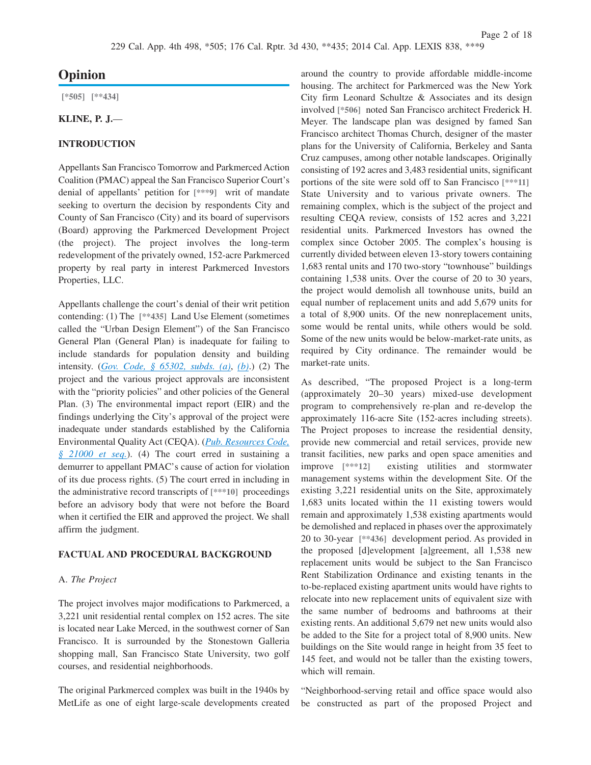# Opinion

[*505] [**434]

**KLINE, P. J.—**

**INTRODUCTION**

Appellants San Francisco Tomorrow and Parkmerced Action Coalition (PMAC) appeal the San Francisco Superior Court's denial of appellants' petition for [***9] writ of mandate seeking to overturn the decision by respondents City and County of San Francisco (City) and its board of supervisors (Board) approving the Parkmerced Development Project (the project). The project involves the long-term redevelopment of the privately owned, 152-acre Parkmerced property by real party in interest Parkmerced Investors Properties, LLC.

Appellants challenge the court's denial of their writ petition contending: (1) The [**435] Land Use Element (sometimes called the "Urban Design Element") of the San Francisco General Plan (General Plan) is inadequate for failing to include standards for population density and building intensity. (*Gov. Code, § 65302, subds. (a)*, *(b)*.) (2) The project and the various project approvals are inconsistent with the "priority policies" and other policies of the General Plan. (3) The environmental impact report (EIR) and the findings underlying the City's approval of the project were inadequate under standards established by the California Environmental Quality Act (CEQA). (*Pub. Resources Code, § 21000 et seq.*). (4) The court erred in sustaining a demurrer to appellant PMAC's cause of action for violation of its due process rights. (5) The court erred in including in the administrative record transcripts of [***10] proceedings before an advisory body that were not before the Board when it certified the EIR and approved the project. We shall affirm the judgment.

**FACTUAL AND PROCEDURAL BACKGROUND**

A. *The Project*

The project involves major modifications to Parkmerced, a 3,221 unit residential rental complex on 152 acres. The site is located near Lake Merced, in the southwest corner of San Francisco. It is surrounded by the Stonestown Galleria shopping mall, San Francisco State University, two golf courses, and residential neighborhoods.

The original Parkmerced complex was built in the 1940s by MetLife as one of eight large-scale developments created around the country to provide affordable middle-income housing. The architect for Parkmerced was the New York City firm Leonard Schultze & Associates and its design involved [*506] noted San Francisco architect Frederick H. Meyer. The landscape plan was designed by famed San Francisco architect Thomas Church, designer of the master plans for the University of California, Berkeley and Santa Cruz campuses, among other notable landscapes. Originally consisting of 192 acres and 3,483 residential units, significant portions of the site were sold off to San Francisco [***11] State University and to various private owners. The remaining complex, which is the subject of the project and resulting CEQA review, consists of 152 acres and 3,221 residential units. Parkmerced Investors has owned the complex since October 2005. The complex's housing is currently divided between eleven 13-story towers containing 1,683 rental units and 170 two-story "townhouse" buildings containing 1,538 units. Over the course of 20 to 30 years, the project would demolish all townhouse units, build an equal number of replacement units and add 5,679 units for a total of 8,900 units. Of the new nonreplacement units, some would be rental units, while others would be sold. Some of the new units would be below-market-rate units, as required by City ordinance. The remainder would be market-rate units.

As described, "The proposed Project is a long-term (approximately 20–30 years) mixed-use development program to comprehensively re-plan and re-develop the approximately 116-acre Site (152-acres including streets). The Project proposes to increase the residential density, provide new commercial and retail services, provide new transit facilities, new parks and open space amenities and improve [***12] existing utilities and stormwater management systems within the development Site. Of the existing 3,221 residential units on the Site, approximately 1,683 units located within the 11 existing towers would remain and approximately 1,538 existing apartments would be demolished and replaced in phases over the approximately 20 to 30-year [**436] development period. As provided in the proposed [d]evelopment [a]greement, all 1,538 new replacement units would be subject to the San Francisco Rent Stabilization Ordinance and existing tenants in the to-be-replaced existing apartment units would have rights to relocate into new replacement units of equivalent size with the same number of bedrooms and bathrooms at their existing rents. An additional 5,679 net new units would also be added to the Site for a project total of 8,900 units. New buildings on the Site would range in height from 35 feet to 145 feet, and would not be taller than the existing towers, which will remain.

"Neighborhood-serving retail and office space would also be constructed as part of the proposed Project and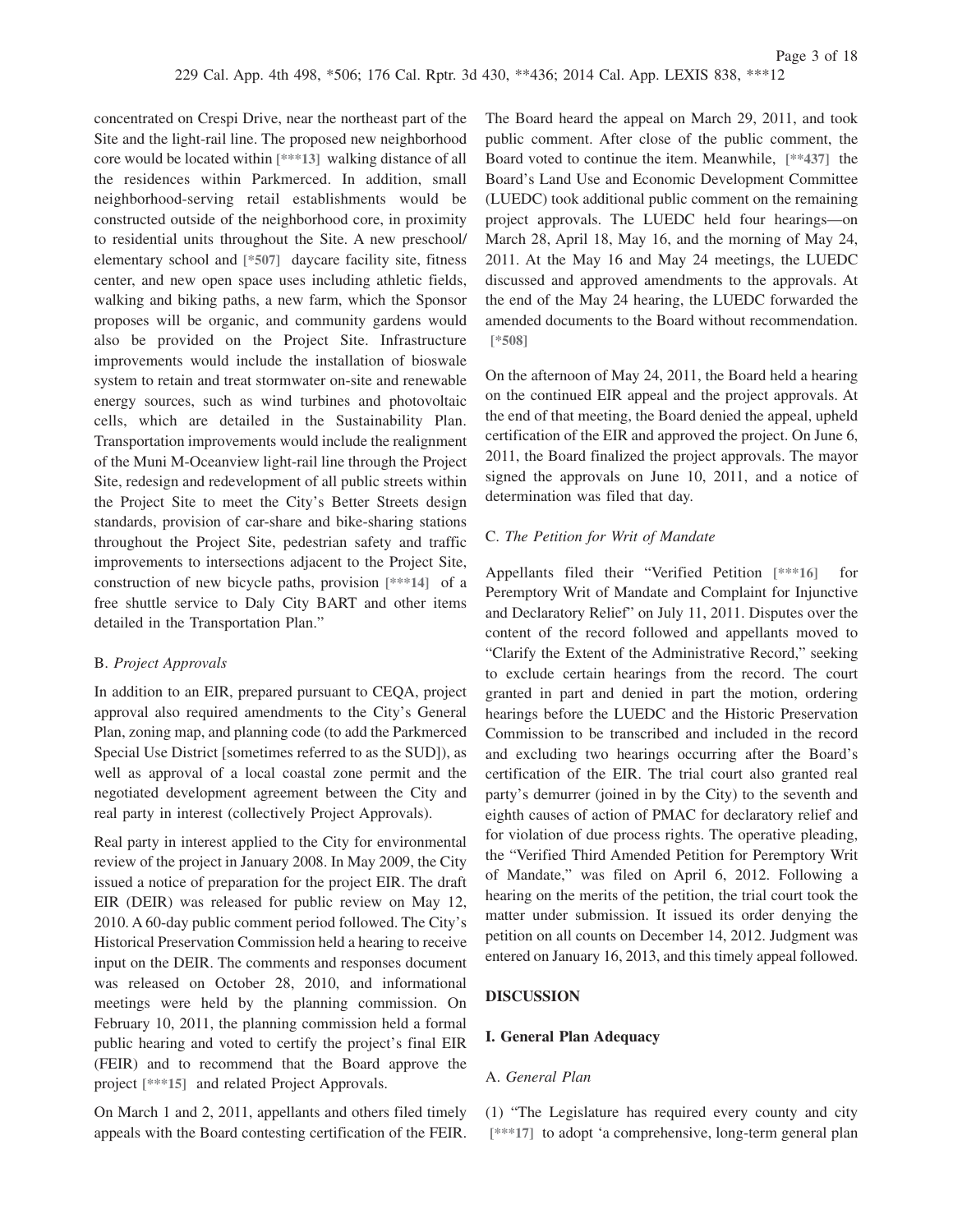concentrated on Crespi Drive, near the northeast part of the Site and the light-rail line. The proposed new neighborhood core would be located within [***13] walking distance of all the residences within Parkmerced. In addition, small neighborhood-serving retail establishments would be constructed outside of the neighborhood core, in proximity to residential units throughout the Site. A new preschool/ elementary school and [*507] daycare facility site, fitness center, and new open space uses including athletic fields, walking and biking paths, a new farm, which the Sponsor proposes will be organic, and community gardens would also be provided on the Project Site. Infrastructure improvements would include the installation of bioswale system to retain and treat stormwater on-site and renewable energy sources, such as wind turbines and photovoltaic cells, which are detailed in the Sustainability Plan. Transportation improvements would include the realignment of the Muni M-Oceanview light-rail line through the Project Site, redesign and redevelopment of all public streets within the Project Site to meet the City's Better Streets design standards, provision of car-share and bike-sharing stations throughout the Project Site, pedestrian safety and traffic improvements to intersections adjacent to the Project Site, construction of new bicycle paths, provision [***14] of a free shuttle service to Daly City BART and other items detailed in the Transportation Plan."

B. *Project Approvals*

In addition to an EIR, prepared pursuant to CEQA, project approval also required amendments to the City's General Plan, zoning map, and planning code (to add the Parkmerced Special Use District [sometimes referred to as the SUD]), as well as approval of a local coastal zone permit and the negotiated development agreement between the City and real party in interest (collectively Project Approvals).

Real party in interest applied to the City for environmental review of the project in January 2008. In May 2009, the City issued a notice of preparation for the project EIR. The draft EIR (DEIR) was released for public review on May 12, 2010. A 60-day public comment period followed. The City's Historical Preservation Commission held a hearing to receive input on the DEIR. The comments and responses document was released on October 28, 2010, and informational meetings were held by the planning commission. On February 10, 2011, the planning commission held a formal public hearing and voted to certify the project's final EIR (FEIR) and to recommend that the Board approve the project [***15] and related Project Approvals.

On March 1 and 2, 2011, appellants and others filed timely appeals with the Board contesting certification of the FEIR. The Board heard the appeal on March 29, 2011, and took public comment. After close of the public comment, the Board voted to continue the item. Meanwhile, [**437] the Board's Land Use and Economic Development Committee (LUEDC) took additional public comment on the remaining project approvals. The LUEDC held four hearings—on March 28, April 18, May 16, and the morning of May 24, 2011. At the May 16 and May 24 meetings, the LUEDC discussed and approved amendments to the approvals. At the end of the May 24 hearing, the LUEDC forwarded the amended documents to the Board without recommendation. [*508]

On the afternoon of May 24, 2011, the Board held a hearing on the continued EIR appeal and the project approvals. At the end of that meeting, the Board denied the appeal, upheld certification of the EIR and approved the project. On June 6, 2011, the Board finalized the project approvals. The mayor signed the approvals on June 10, 2011, and a notice of determination was filed that day.

C. *The Petition for Writ of Mandate*

Appellants filed their "Verified Petition [***16] for Peremptory Writ of Mandate and Complaint for Injunctive and Declaratory Relief" on July 11, 2011. Disputes over the content of the record followed and appellants moved to "Clarify the Extent of the Administrative Record," seeking to exclude certain hearings from the record. The court granted in part and denied in part the motion, ordering hearings before the LUEDC and the Historic Preservation Commission to be transcribed and included in the record and excluding two hearings occurring after the Board's certification of the EIR. The trial court also granted real party's demurrer (joined in by the City) to the seventh and eighth causes of action of PMAC for declaratory relief and for violation of due process rights. The operative pleading, the "Verified Third Amended Petition for Peremptory Writ of Mandate," was filed on April 6, 2012. Following a hearing on the merits of the petition, the trial court took the matter under submission. It issued its order denying the petition on all counts on December 14, 2012. Judgment was entered on January 16, 2013, and this timely appeal followed.

## DISCUSSION

### I. General Plan Adequacy

A. *General Plan*

(1) "The Legislature has required every county and city [***17] to adopt 'a comprehensive, long-term general plan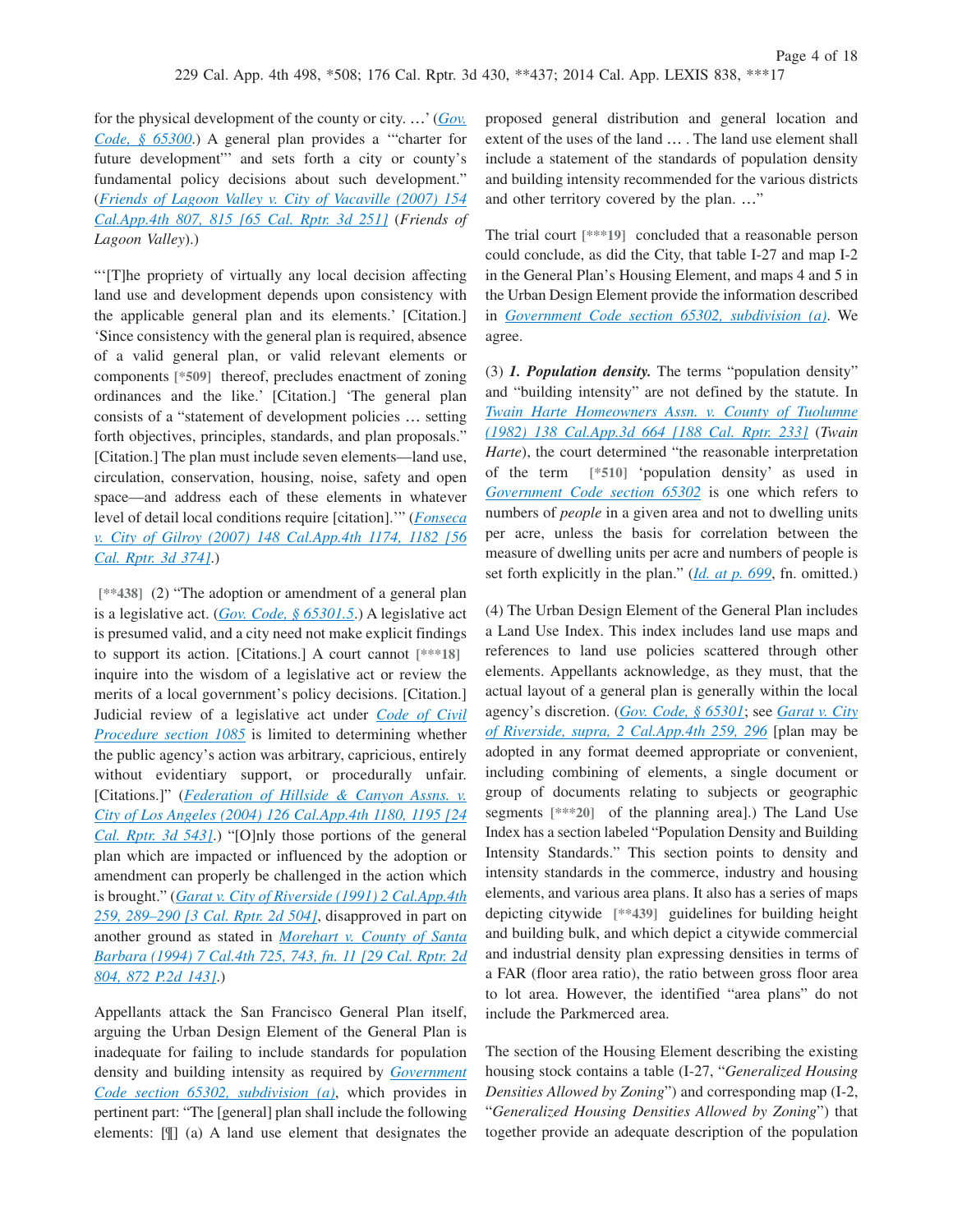for the physical development of the county or city. …' (*Gov. Code, § 65300*.) A general plan provides a '"charter for future development"' and sets forth a city or county's fundamental policy decisions about such development." (*Friends of Lagoon Valley v. City of Vacaville (2007) 154 Cal.App.4th 807, 815 [65 Cal. Rptr. 3d 251]* (*Friends of Lagoon Valley*).)

"'[T]he propriety of virtually any local decision affecting land use and development depends upon consistency with the applicable general plan and its elements.' [Citation.] 'Since consistency with the general plan is required, absence of a valid general plan, or valid relevant elements or components [*509] thereof, precludes enactment of zoning ordinances and the like.' [Citation.] 'The general plan consists of a "statement of development policies … setting forth objectives, principles, standards, and plan proposals." [Citation.] The plan must include seven elements—land use, circulation, conservation, housing, noise, safety and open space—and address each of these elements in whatever level of detail local conditions require [citation].'" (*Fonseca v. City of Gilroy (2007) 148 Cal.App.4th 1174, 1182 [56 Cal. Rptr. 3d 374]*.)

[**438] (2) "The adoption or amendment of a general plan is a legislative act. (*Gov. Code, § 65301.5*.) A legislative act is presumed valid, and a city need not make explicit findings to support its action. [Citations.] A court cannot [***18] inquire into the wisdom of a legislative act or review the merits of a local government's policy decisions. [Citation.] Judicial review of a legislative act under *Code of Civil Procedure section 1085* is limited to determining whether the public agency's action was arbitrary, capricious, entirely without evidentiary support, or procedurally unfair. [Citations.]" (*Federation of Hillside & Canyon Assns. v. City of Los Angeles (2004) 126 Cal.App.4th 1180, 1195 [24 Cal. Rptr. 3d 543]*.) "[O]nly those portions of the general plan which are impacted or influenced by the adoption or amendment can properly be challenged in the action which is brought." (*Garat v. City of Riverside (1991) 2 Cal.App.4th 259, 289–290 [3 Cal. Rptr. 2d 504]*, disapproved in part on another ground as stated in *Morehart v. County of Santa Barbara (1994) 7 Cal.4th 725, 743, fn. 11 [29 Cal. Rptr. 2d 804, 872 P.2d 143]*.)

Appellants attack the San Francisco General Plan itself, arguing the Urban Design Element of the General Plan is inadequate for failing to include standards for population density and building intensity as required by *Government Code section 65302, subdivision (a)*, which provides in pertinent part: "The [general] plan shall include the following elements: [¶] (a) A land use element that designates the proposed general distribution and general location and extent of the uses of the land … . The land use element shall include a statement of the standards of population density and building intensity recommended for the various districts and other territory covered by the plan. …"

The trial court [***19] concluded that a reasonable person could conclude, as did the City, that table I-27 and map I-2 in the General Plan's Housing Element, and maps 4 and 5 in the Urban Design Element provide the information described in *Government Code section 65302, subdivision (a)*. We agree.

(3) ***1. Population density.*** The terms "population density" and "building intensity" are not defined by the statute. In *Twain Harte Homeowners Assn. v. County of Tuolumne (1982) 138 Cal.App.3d 664 [188 Cal. Rptr. 233]* (*Twain Harte*), the court determined "the reasonable interpretation of the term [*510] 'population density' as used in *Government Code section 65302* is one which refers to numbers of *people* in a given area and not to dwelling units per acre, unless the basis for correlation between the measure of dwelling units per acre and numbers of people is set forth explicitly in the plan." (*Id. at p. 699*, fn. omitted.)

(4) The Urban Design Element of the General Plan includes a Land Use Index. This index includes land use maps and references to land use policies scattered through other elements. Appellants acknowledge, as they must, that the actual layout of a general plan is generally within the local agency's discretion. (*Gov. Code, § 65301*; see *Garat v. City of Riverside, supra, 2 Cal.App.4th 259, 296* [plan may be adopted in any format deemed appropriate or convenient, including combining of elements, a single document or group of documents relating to subjects or geographic segments [***20] of the planning area].) The Land Use Index has a section labeled "Population Density and Building Intensity Standards." This section points to density and intensity standards in the commerce, industry and housing elements, and various area plans. It also has a series of maps depicting citywide [**439] guidelines for building height and building bulk, and which depict a citywide commercial and industrial density plan expressing densities in terms of a FAR (floor area ratio), the ratio between gross floor area to lot area. However, the identified "area plans" do not include the Parkmerced area.

The section of the Housing Element describing the existing housing stock contains a table (I-27, "*Generalized Housing Densities Allowed by Zoning*") and corresponding map (I-2, "*Generalized Housing Densities Allowed by Zoning*") that together provide an adequate description of the population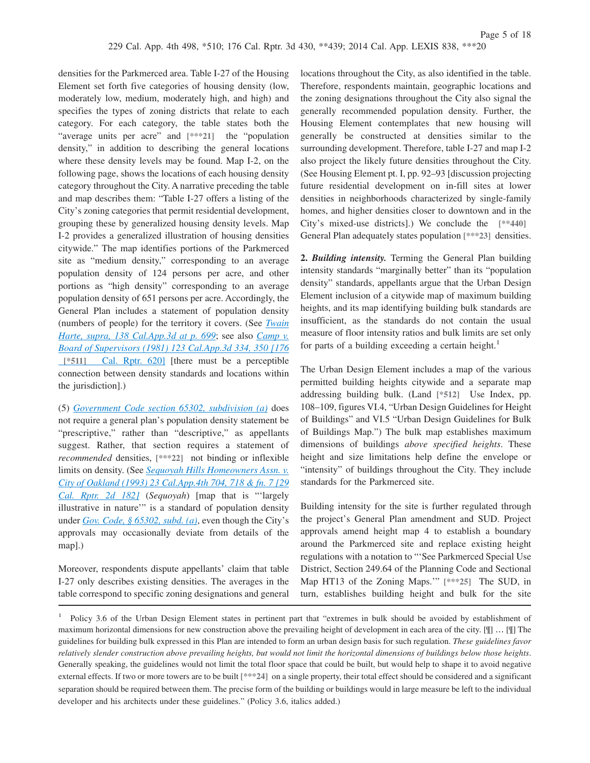densities for the Parkmerced area. Table I-27 of the Housing Element set forth five categories of housing density (low, moderately low, medium, moderately high, and high) and specifies the types of zoning districts that relate to each category. For each category, the table states both the "average units per acre" and [***21] the "population density," in addition to describing the general locations where these density levels may be found. Map I-2, on the following page, shows the locations of each housing density category throughout the City. A narrative preceding the table and map describes them: "Table I-27 offers a listing of the City's zoning categories that permit residential development, grouping these by generalized housing density levels. Map I-2 provides a generalized illustration of housing densities citywide." The map identifies portions of the Parkmerced site as "medium density," corresponding to an average population density of 124 persons per acre, and other portions as "high density" corresponding to an average population density of 651 persons per acre. Accordingly, the General Plan includes a statement of population density (numbers of people) for the territory it covers. (See *Twain Harte, supra, 138 Cal.App.3d at p. 699*; see also *Camp v. Board of Supervisors (1981) 123 Cal.App.3d 334, 350 [176 [*511] Cal. Rptr. 620]* [there must be a perceptible connection between density standards and locations within the jurisdiction].)

(5) *Government Code section 65302, subdivision (a)* does not require a general plan's population density statement be "prescriptive," rather than "descriptive," as appellants suggest. Rather, that section requires a statement of *recommended* densities, [***22] not binding or inflexible limits on density. (See *Sequoyah Hills Homeowners Assn. v. City of Oakland (1993) 23 Cal.App.4th 704, 718 & fn. 7 [29 Cal. Rptr. 2d 182]* (*Sequoyah*) [map that is "'largely illustrative in nature'" is a standard of population density under *Gov. Code, § 65302, subd. (a)*, even though the City's approvals may occasionally deviate from details of the map].)

Moreover, respondents dispute appellants' claim that table I-27 only describes existing densities. The averages in the table correspond to specific zoning designations and general locations throughout the City, as also identified in the table. Therefore, respondents maintain, geographic locations and the zoning designations throughout the City also signal the generally recommended population density. Further, the Housing Element contemplates that new housing will generally be constructed at densities similar to the surrounding development. Therefore, table I-27 and map I-2 also project the likely future densities throughout the City. (See Housing Element pt. I, pp. 92–93 [discussion projecting future residential development on in-fill sites at lower densities in neighborhoods characterized by single-family homes, and higher densities closer to downtown and in the City's mixed-use districts].) We conclude the [**440] General Plan adequately states population [***23] densities.

**2. *Building intensity.*** Terming the General Plan building intensity standards "marginally better" than its "population density" standards, appellants argue that the Urban Design Element inclusion of a citywide map of maximum building heights, and its map identifying building bulk standards are insufficient, as the standards do not contain the usual measure of floor intensity ratios and bulk limits are set only for parts of a building exceeding a certain height.[1]

The Urban Design Element includes a map of the various permitted building heights citywide and a separate map addressing building bulk. (Land [*512] Use Index, pp. 108–109, figures VI.4, "Urban Design Guidelines for Height of Buildings" and VI.5 "Urban Design Guidelines for Bulk of Buildings Map.") The bulk map establishes maximum dimensions of buildings *above specified heights*. These height and size limitations help define the envelope or "intensity" of buildings throughout the City. They include standards for the Parkmerced site.

Building intensity for the site is further regulated through the project's General Plan amendment and SUD. Project approvals amend height map 4 to establish a boundary around the Parkmerced site and replace existing height regulations with a notation to "'See Parkmerced Special Use District, Section 249.64 of the Planning Code and Sectional Map HT13 of the Zoning Maps.'" [***25] The SUD, in turn, establishes building height and bulk for the site

---

[1] Policy 3.6 of the Urban Design Element states in pertinent part that "extremes in bulk should be avoided by establishment of maximum horizontal dimensions for new construction above the prevailing height of development in each area of the city. [¶] … [¶] The guidelines for building bulk expressed in this Plan are intended to form an urban design basis for such regulation. *These guidelines favor relatively slender construction above prevailing heights, but would not limit the horizontal dimensions of buildings below those heights*. Generally speaking, the guidelines would not limit the total floor space that could be built, but would help to shape it to avoid negative external effects. If two or more towers are to be built [***24] on a single property, their total effect should be considered and a significant separation should be required between them. The precise form of the building or buildings would in large measure be left to the individual developer and his architects under these guidelines." (Policy 3.6, italics added.)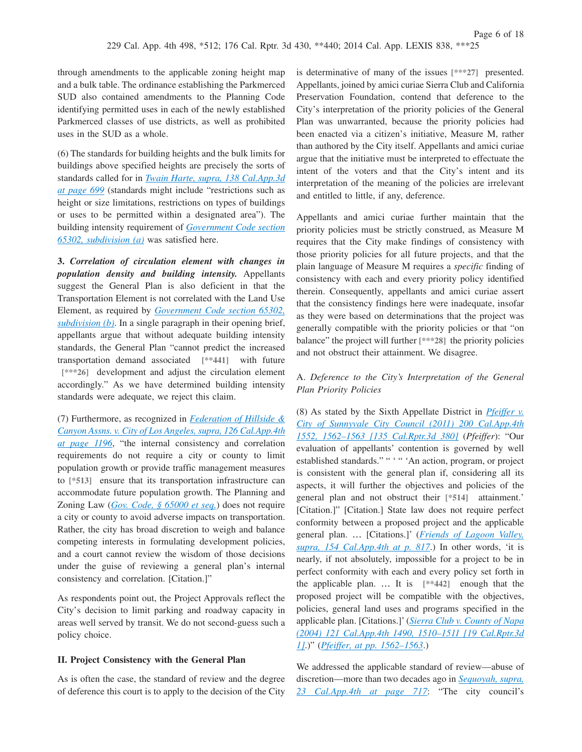through amendments to the applicable zoning height map and a bulk table. The ordinance establishing the Parkmerced SUD also contained amendments to the Planning Code identifying permitted uses in each of the newly established Parkmerced classes of use districts, as well as prohibited uses in the SUD as a whole.

(6) The standards for building heights and the bulk limits for buildings above specified heights are precisely the sorts of standards called for in *Twain Harte, supra, 138 Cal.App.3d at page 699* (standards might include "restrictions such as height or size limitations, restrictions on types of buildings or uses to be permitted within a designated area"). The building intensity requirement of *Government Code section 65302, subdivision (a)* was satisfied here.

**3. *Correlation of circulation element with changes in population density and building intensity.*** Appellants suggest the General Plan is also deficient in that the Transportation Element is not correlated with the Land Use Element, as required by *Government Code section 65302, subdivision (b)*. In a single paragraph in their opening brief, appellants argue that without adequate building intensity standards, the General Plan "cannot predict the increased transportation demand associated [**441] with future [***26] development and adjust the circulation element accordingly." As we have determined building intensity standards were adequate, we reject this claim.

(7) Furthermore, as recognized in *Federation of Hillside & Canyon Assns. v. City of Los Angeles, supra, 126 Cal.App.4th at page 1196*, "the internal consistency and correlation requirements do not require a city or county to limit population growth or provide traffic management measures to [*513] ensure that its transportation infrastructure can accommodate future population growth. The Planning and Zoning Law (*Gov. Code, § 65000 et seq.*) does not require a city or county to avoid adverse impacts on transportation. Rather, the city has broad discretion to weigh and balance competing interests in formulating development policies, and a court cannot review the wisdom of those decisions under the guise of reviewing a general plan's internal consistency and correlation. [Citation.]"

As respondents point out, the Project Approvals reflect the City's decision to limit parking and roadway capacity in areas well served by transit. We do not second-guess such a policy choice.

**II. Project Consistency with the General Plan**

As is often the case, the standard of review and the degree of deference this court is to apply to the decision of the City is determinative of many of the issues [***27] presented. Appellants, joined by amici curiae Sierra Club and California Preservation Foundation, contend that deference to the City's interpretation of the priority policies of the General Plan was unwarranted, because the priority policies had been enacted via a citizen's initiative, Measure M, rather than authored by the City itself. Appellants and amici curiae argue that the initiative must be interpreted to effectuate the intent of the voters and that the City's intent and its interpretation of the meaning of the policies are irrelevant and entitled to little, if any, deference.

Appellants and amici curiae further maintain that the priority policies must be strictly construed, as Measure M requires that the City make findings of consistency with those priority policies for all future projects, and that the plain language of Measure M requires a *specific* finding of consistency with each and every priority policy identified therein. Consequently, appellants and amici curiae assert that the consistency findings here were inadequate, insofar as they were based on determinations that the project was generally compatible with the priority policies or that "on balance" the project will further [***28] the priority policies and not obstruct their attainment. We disagree.

A. *Deference to the City's Interpretation of the General Plan Priority Policies*

(8) As stated by the Sixth Appellate District in *Pfeiffer v. City of Sunnyvale City Council (2011) 200 Cal.App.4th 1552, 1562–1563 [135 Cal.Rptr.3d 380]* (*Pfeiffer*): "Our evaluation of appellants' contention is governed by well established standards." " ' " 'An action, program, or project is consistent with the general plan if, considering all its aspects, it will further the objectives and policies of the general plan and not obstruct their [*514] attainment.' [Citation.]" [Citation.] State law does not require perfect conformity between a proposed project and the applicable general plan. … [Citations.]' (*Friends of Lagoon Valley, supra, 154 Cal.App.4th at p. 817*.) In other words, 'it is nearly, if not absolutely, impossible for a project to be in perfect conformity with each and every policy set forth in the applicable plan. … It is [**442] enough that the proposed project will be compatible with the objectives, policies, general land uses and programs specified in the applicable plan. [Citations.]' (*Sierra Club v. County of Napa (2004) 121 Cal.App.4th 1490, 1510–1511 [19 Cal.Rptr.3d 1]*.)" (*Pfeiffer, at pp. 1562–1563*.)

We addressed the applicable standard of review—abuse of discretion—more than two decades ago in *Sequoyah, supra, 23 Cal.App.4th at page 717*: "The city council's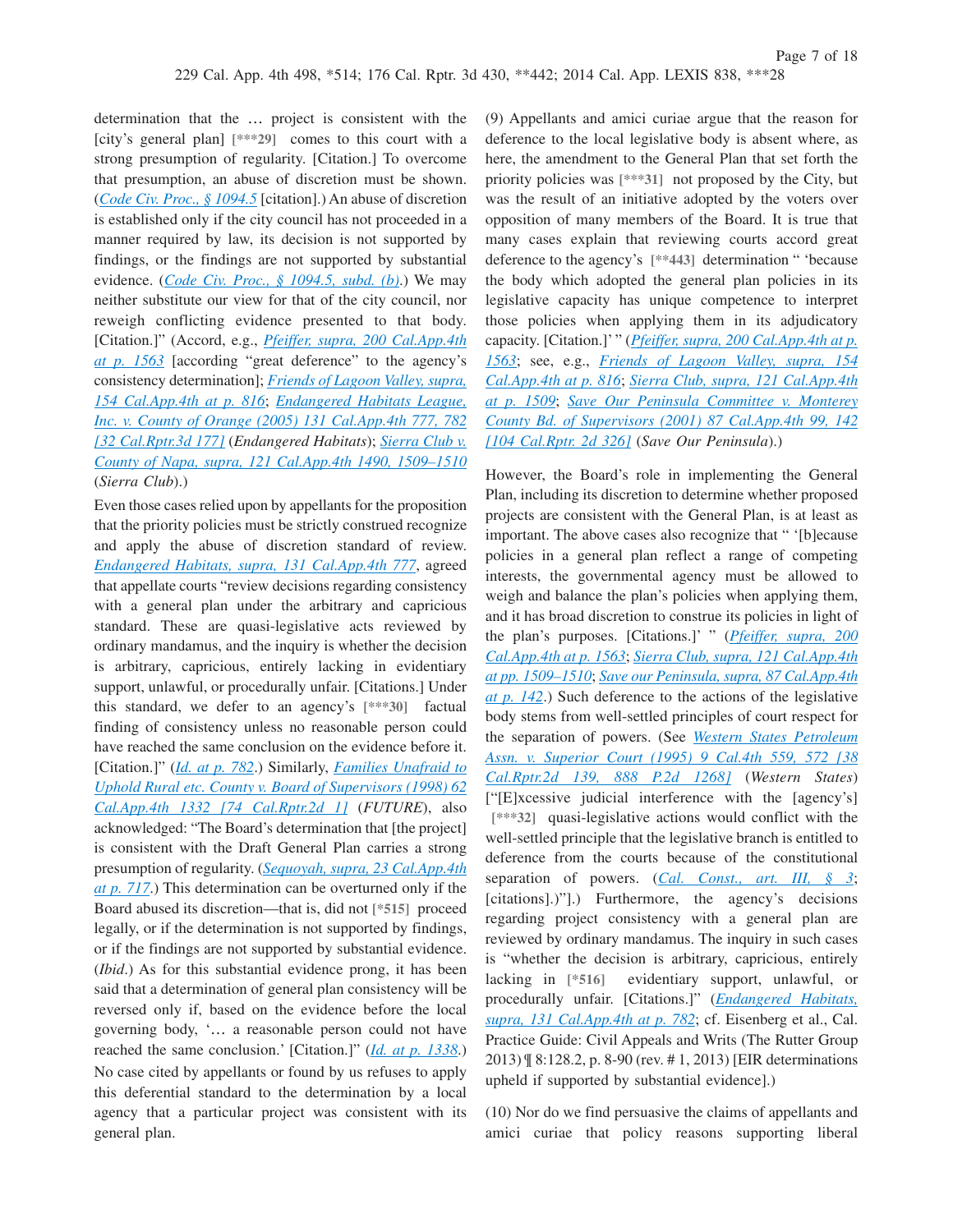determination that the … project is consistent with the [city's general plan] [***29] comes to this court with a strong presumption of regularity. [Citation.] To overcome that presumption, an abuse of discretion must be shown. (*Code Civ. Proc., § 1094.5* [citation].) An abuse of discretion is established only if the city council has not proceeded in a manner required by law, its decision is not supported by findings, or the findings are not supported by substantial evidence. (*Code Civ. Proc., § 1094.5, subd. (b)*.) We may neither substitute our view for that of the city council, nor reweigh conflicting evidence presented to that body. [Citation.]" (Accord, e.g., *Pfeiffer, supra, 200 Cal.App.4th at p. 1563* [according "great deference" to the agency's consistency determination]; *Friends of Lagoon Valley, supra, 154 Cal.App.4th at p. 816*; *Endangered Habitats League, Inc. v. County of Orange (2005) 131 Cal.App.4th 777, 782 [32 Cal.Rptr.3d 177]* (*Endangered Habitats*); *Sierra Club v. County of Napa, supra, 121 Cal.App.4th 1490, 1509–1510* (*Sierra Club*).)

Even those cases relied upon by appellants for the proposition that the priority policies must be strictly construed recognize and apply the abuse of discretion standard of review. *Endangered Habitats, supra, 131 Cal.App.4th 777*, agreed that appellate courts "review decisions regarding consistency with a general plan under the arbitrary and capricious standard. These are quasi-legislative acts reviewed by ordinary mandamus, and the inquiry is whether the decision is arbitrary, capricious, entirely lacking in evidentiary support, unlawful, or procedurally unfair. [Citations.] Under this standard, we defer to an agency's [***30] factual finding of consistency unless no reasonable person could have reached the same conclusion on the evidence before it. [Citation.]" (*Id. at p. 782*.) Similarly, *Families Unafraid to Uphold Rural etc. County v. Board of Supervisors (1998) 62 Cal.App.4th 1332 [74 Cal.Rptr.2d 1]* (*FUTURE*), also acknowledged: "The Board's determination that [the project] is consistent with the Draft General Plan carries a strong presumption of regularity. (*Sequoyah, supra, 23 Cal.App.4th at p. 717*.) This determination can be overturned only if the Board abused its discretion—that is, did not [*515] proceed legally, or if the determination is not supported by findings, or if the findings are not supported by substantial evidence. (*Ibid*.) As for this substantial evidence prong, it has been said that a determination of general plan consistency will be reversed only if, based on the evidence before the local governing body, '… a reasonable person could not have reached the same conclusion.' [Citation.]" (*Id. at p. 1338*.) No case cited by appellants or found by us refuses to apply this deferential standard to the determination by a local agency that a particular project was consistent with its general plan.

(9) Appellants and amici curiae argue that the reason for deference to the local legislative body is absent where, as here, the amendment to the General Plan that set forth the priority policies was [***31] not proposed by the City, but was the result of an initiative adopted by the voters over opposition of many members of the Board. It is true that many cases explain that reviewing courts accord great deference to the agency's [**443] determination " 'because the body which adopted the general plan policies in its legislative capacity has unique competence to interpret those policies when applying them in its adjudicatory capacity. [Citation.]' " (*Pfeiffer, supra, 200 Cal.App.4th at p. 1563*; see, e.g., *Friends of Lagoon Valley, supra, 154 Cal.App.4th at p. 816*; *Sierra Club, supra, 121 Cal.App.4th at p. 1509*; *Save Our Peninsula Committee v. Monterey County Bd. of Supervisors (2001) 87 Cal.App.4th 99, 142 [104 Cal.Rptr. 2d 326]* (*Save Our Peninsula*).)

However, the Board's role in implementing the General Plan, including its discretion to determine whether proposed projects are consistent with the General Plan, is at least as important. The above cases also recognize that " '[b]ecause policies in a general plan reflect a range of competing interests, the governmental agency must be allowed to weigh and balance the plan's policies when applying them, and it has broad discretion to construe its policies in light of the plan's purposes. [Citations.]' " (*Pfeiffer, supra, 200 Cal.App.4th at p. 1563*; *Sierra Club, supra, 121 Cal.App.4th at pp. 1509–1510*; *Save our Peninsula, supra, 87 Cal.App.4th at p. 142*.) Such deference to the actions of the legislative body stems from well-settled principles of court respect for the separation of powers. (See *Western States Petroleum Assn. v. Superior Court (1995) 9 Cal.4th 559, 572 [38 Cal.Rptr.2d 139, 888 P.2d 1268]* (*Western States*) ["[E]xcessive judicial interference with the [agency's] [***32] quasi-legislative actions would conflict with the well-settled principle that the legislative branch is entitled to deference from the courts because of the constitutional separation of powers. (*Cal. Const., art. III, § 3*; [citations].)"].) Furthermore, the agency's decisions regarding project consistency with a general plan are reviewed by ordinary mandamus. The inquiry in such cases is "whether the decision is arbitrary, capricious, entirely lacking in [*516] evidentiary support, unlawful, or procedurally unfair. [Citations.]" (*Endangered Habitats, supra, 131 Cal.App.4th at p. 782*; cf. Eisenberg et al., Cal. Practice Guide: Civil Appeals and Writs (The Rutter Group 2013) ¶ 8:128.2, p. 8-90 (rev. # 1, 2013) [EIR determinations upheld if supported by substantial evidence].)

(10) Nor do we find persuasive the claims of appellants and amici curiae that policy reasons supporting liberal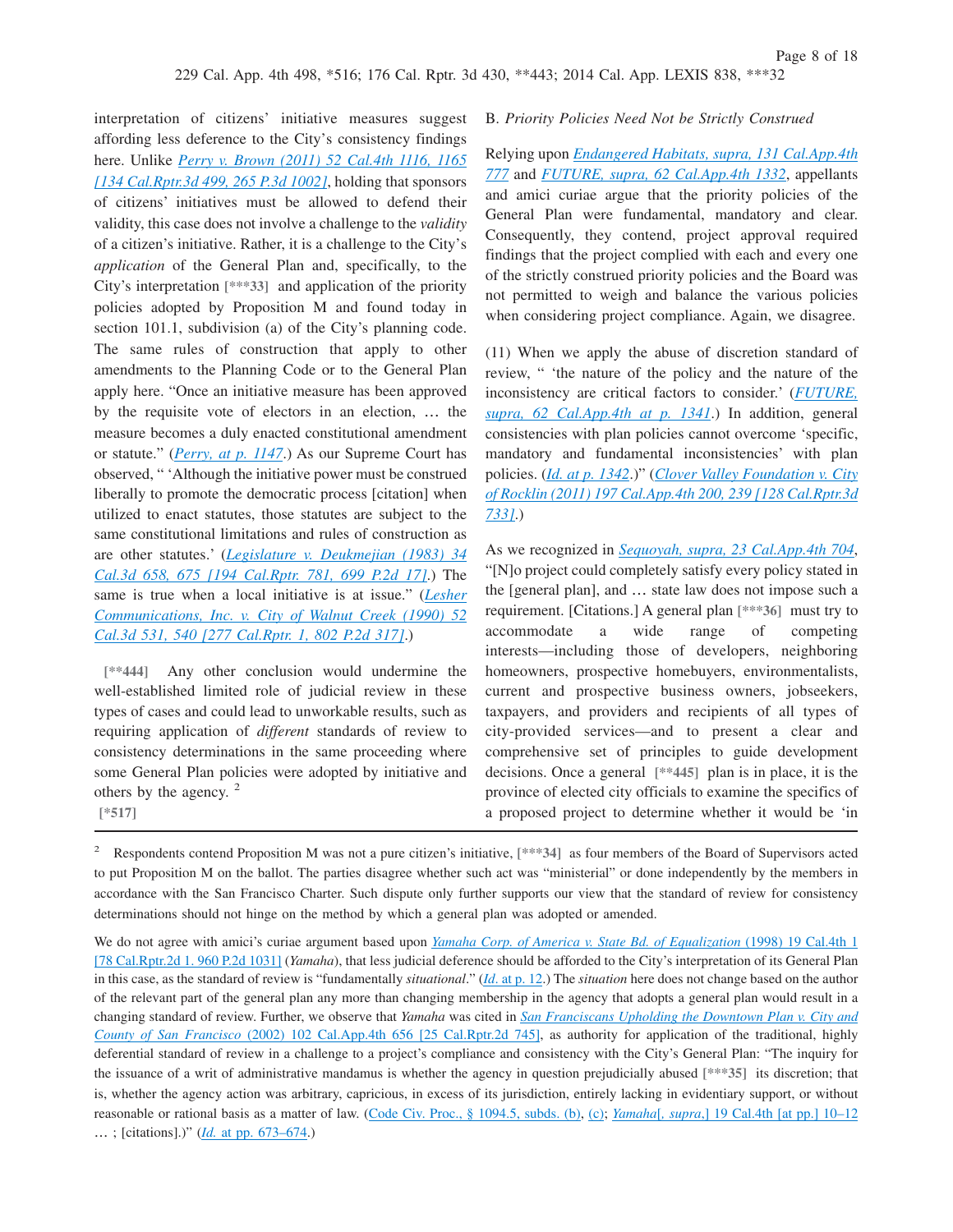interpretation of citizens' initiative measures suggest affording less deference to the City's consistency findings here. Unlike *Perry v. Brown (2011) 52 Cal.4th 1116, 1165 [134 Cal.Rptr.3d 499, 265 P.3d 1002]*, holding that sponsors of citizens' initiatives must be allowed to defend their validity, this case does not involve a challenge to the *validity* of a citizen's initiative. Rather, it is a challenge to the City's *application* of the General Plan and, specifically, to the City's interpretation [***33] and application of the priority policies adopted by Proposition M and found today in section 101.1, subdivision (a) of the City's planning code. The same rules of construction that apply to other amendments to the Planning Code or to the General Plan apply here. "Once an initiative measure has been approved by the requisite vote of electors in an election, … the measure becomes a duly enacted constitutional amendment or statute." (*Perry, at p. 1147*.) As our Supreme Court has observed, " 'Although the initiative power must be construed liberally to promote the democratic process [citation] when utilized to enact statutes, those statutes are subject to the same constitutional limitations and rules of construction as are other statutes.' (*Legislature v. Deukmejian (1983) 34 Cal.3d 658, 675 [194 Cal.Rptr. 781, 699 P.2d 17]*.) The same is true when a local initiative is at issue." (*Lesher Communications, Inc. v. City of Walnut Creek (1990) 52 Cal.3d 531, 540 [277 Cal.Rptr. 1, 802 P.2d 317]*.)

[**444] Any other conclusion would undermine the well-established limited role of judicial review in these types of cases and could lead to unworkable results, such as requiring application of *different* standards of review to consistency determinations in the same proceeding where some General Plan policies were adopted by initiative and others by the agency. [2]

[*517]

B. *Priority Policies Need Not be Strictly Construed*

Relying upon *Endangered Habitats, supra, 131 Cal.App.4th 777* and *FUTURE, supra, 62 Cal.App.4th 1332*, appellants and amici curiae argue that the priority policies of the General Plan were fundamental, mandatory and clear. Consequently, they contend, project approval required findings that the project complied with each and every one of the strictly construed priority policies and the Board was not permitted to weigh and balance the various policies when considering project compliance. Again, we disagree.

(11) When we apply the abuse of discretion standard of review, " 'the nature of the policy and the nature of the inconsistency are critical factors to consider.' (*FUTURE, supra, 62 Cal.App.4th at p. 1341*.) In addition, general consistencies with plan policies cannot overcome 'specific, mandatory and fundamental inconsistencies' with plan policies. (*Id. at p. 1342*.)" (*Clover Valley Foundation v. City of Rocklin (2011) 197 Cal.App.4th 200, 239 [128 Cal.Rptr.3d 733]*.)

As we recognized in *Sequoyah, supra, 23 Cal.App.4th 704*, "[N]o project could completely satisfy every policy stated in the [general plan], and … state law does not impose such a requirement. [Citations.] A general plan [***36] must try to accommodate a wide range of competing interests—including those of developers, neighboring homeowners, prospective homebuyers, environmentalists, current and prospective business owners, jobseekers, taxpayers, and providers and recipients of all types of city-provided services—and to present a clear and comprehensive set of principles to guide development decisions. Once a general [**445] plan is in place, it is the province of elected city officials to examine the specifics of a proposed project to determine whether it would be 'in

---

[2] Respondents contend Proposition M was not a pure citizen's initiative, [***34] as four members of the Board of Supervisors acted to put Proposition M on the ballot. The parties disagree whether such act was "ministerial" or done independently by the members in accordance with the San Francisco Charter. Such dispute only further supports our view that the standard of review for consistency determinations should not hinge on the method by which a general plan was adopted or amended.

We do not agree with amici's curiae argument based upon *Yamaha Corp. of America v. State Bd. of Equalization* (1998) 19 Cal.4th 1 [78 Cal.Rptr.2d 1, 960 P.2d 1031] (*Yamaha*), that less judicial deference should be afforded to the City's interpretation of its General Plan in this case, as the standard of review is "fundamentally *situational*." (*Id.* at p. 12.) The *situation* here does not change based on the author of the relevant part of the general plan any more than changing membership in the agency that adopts a general plan would result in a changing standard of review. Further, we observe that *Yamaha* was cited in *San Franciscans Upholding the Downtown Plan v. City and County of San Francisco* (2002) 102 Cal.App.4th 656 [25 Cal.Rptr.2d 745], as authority for application of the traditional, highly deferential standard of review in a challenge to a project's compliance and consistency with the City's General Plan: "The inquiry for the issuance of a writ of administrative mandamus is whether the agency in question prejudicially abused [***35] its discretion; that is, whether the agency action was arbitrary, capricious, in excess of its jurisdiction, entirely lacking in evidentiary support, or without reasonable or rational basis as a matter of law. (Code Civ. Proc., § 1094.5, subds. (b), (c); *Yamaha*[, *supra*,] 19 Cal.4th [at pp.] 10–12 … ; [citations].)" (*Id.* at pp. 673–674.)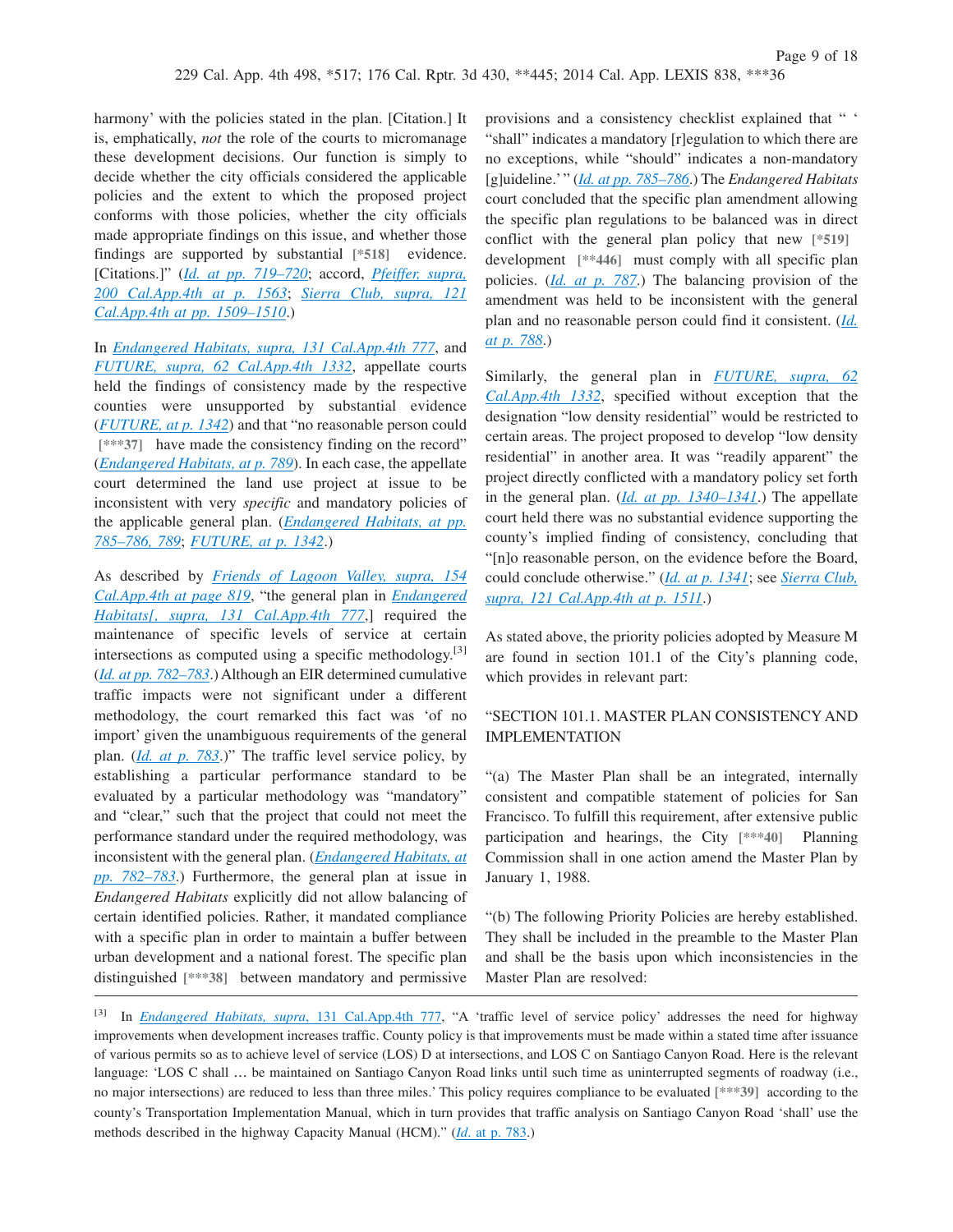harmony' with the policies stated in the plan. [Citation.] It is, emphatically, *not* the role of the courts to micromanage these development decisions. Our function is simply to decide whether the city officials considered the applicable policies and the extent to which the proposed project conforms with those policies, whether the city officials made appropriate findings on this issue, and whether those findings are supported by substantial [*518] evidence. [Citations.]" (*Id. at pp. 719–720*; accord, *Pfeiffer, supra, 200 Cal.App.4th at p. 1563*; *Sierra Club, supra, 121 Cal.App.4th at pp. 1509–1510*.)

In *Endangered Habitats, supra, 131 Cal.App.4th 777*, and *FUTURE, supra, 62 Cal.App.4th 1332*, appellate courts held the findings of consistency made by the respective counties were unsupported by substantial evidence (*FUTURE, at p. 1342*) and that "no reasonable person could [***37] have made the consistency finding on the record" (*Endangered Habitats, at p. 789*). In each case, the appellate court determined the land use project at issue to be inconsistent with very *specific* and mandatory policies of the applicable general plan. (*Endangered Habitats, at pp. 785–786, 789*; *FUTURE, at p. 1342*.)

As described by *Friends of Lagoon Valley, supra, 154 Cal.App.4th at page 819*, "the general plan in *Endangered Habitats[, supra, 131 Cal.App.4th 777*,] required the maintenance of specific levels of service at certain intersections as computed using a specific methodology.[3] (*Id. at pp. 782–783*.) Although an EIR determined cumulative traffic impacts were not significant under a different methodology, the court remarked this fact was 'of no import' given the unambiguous requirements of the general plan. (*Id. at p. 783*.)" The traffic level service policy, by establishing a particular performance standard to be evaluated by a particular methodology was "mandatory" and "clear," such that the project that could not meet the performance standard under the required methodology, was inconsistent with the general plan. (*Endangered Habitats, at pp. 782–783*.) Furthermore, the general plan at issue in *Endangered Habitats* explicitly did not allow balancing of certain identified policies. Rather, it mandated compliance with a specific plan in order to maintain a buffer between urban development and a national forest. The specific plan distinguished [***38] between mandatory and permissive provisions and a consistency checklist explained that " ' "shall" indicates a mandatory [r]egulation to which there are no exceptions, while "should" indicates a non-mandatory [g]uideline.' " (*Id. at pp. 785–786*.) The *Endangered Habitats* court concluded that the specific plan amendment allowing the specific plan regulations to be balanced was in direct conflict with the general plan policy that new [*519] development [**446] must comply with all specific plan policies. (*Id. at p. 787*.) The balancing provision of the amendment was held to be inconsistent with the general plan and no reasonable person could find it consistent. (*Id. at p. 788*.)

Similarly, the general plan in *FUTURE, supra, 62 Cal.App.4th 1332*, specified without exception that the designation "low density residential" would be restricted to certain areas. The project proposed to develop "low density residential" in another area. It was "readily apparent" the project directly conflicted with a mandatory policy set forth in the general plan. (*Id. at pp. 1340–1341*.) The appellate court held there was no substantial evidence supporting the county's implied finding of consistency, concluding that "[n]o reasonable person, on the evidence before the Board, could conclude otherwise." (*Id. at p. 1341*; see *Sierra Club, supra, 121 Cal.App.4th at p. 1511*.)

As stated above, the priority policies adopted by Measure M are found in section 101.1 of the City's planning code, which provides in relevant part:

"SECTION 101.1. MASTER PLAN CONSISTENCY AND IMPLEMENTATION

"(a) The Master Plan shall be an integrated, internally consistent and compatible statement of policies for San Francisco. To fulfill this requirement, after extensive public participation and hearings, the City [***40] Planning Commission shall in one action amend the Master Plan by January 1, 1988.

"(b) The following Priority Policies are hereby established. They shall be included in the preamble to the Master Plan and shall be the basis upon which inconsistencies in the Master Plan are resolved:

---

[3] In *Endangered Habitats, supra, 131 Cal.App.4th 777*, "A 'traffic level of service policy' addresses the need for highway improvements when development increases traffic. County policy is that improvements must be made within a stated time after issuance of various permits so as to achieve level of service (LOS) D at intersections, and LOS C on Santiago Canyon Road. Here is the relevant language: 'LOS C shall … be maintained on Santiago Canyon Road links until such time as uninterrupted segments of roadway (i.e., no major intersections) are reduced to less than three miles.' This policy requires compliance to be evaluated [***39] according to the county's Transportation Implementation Manual, which in turn provides that traffic analysis on Santiago Canyon Road 'shall' use the methods described in the highway Capacity Manual (HCM)." (*Id. at p. 783*.)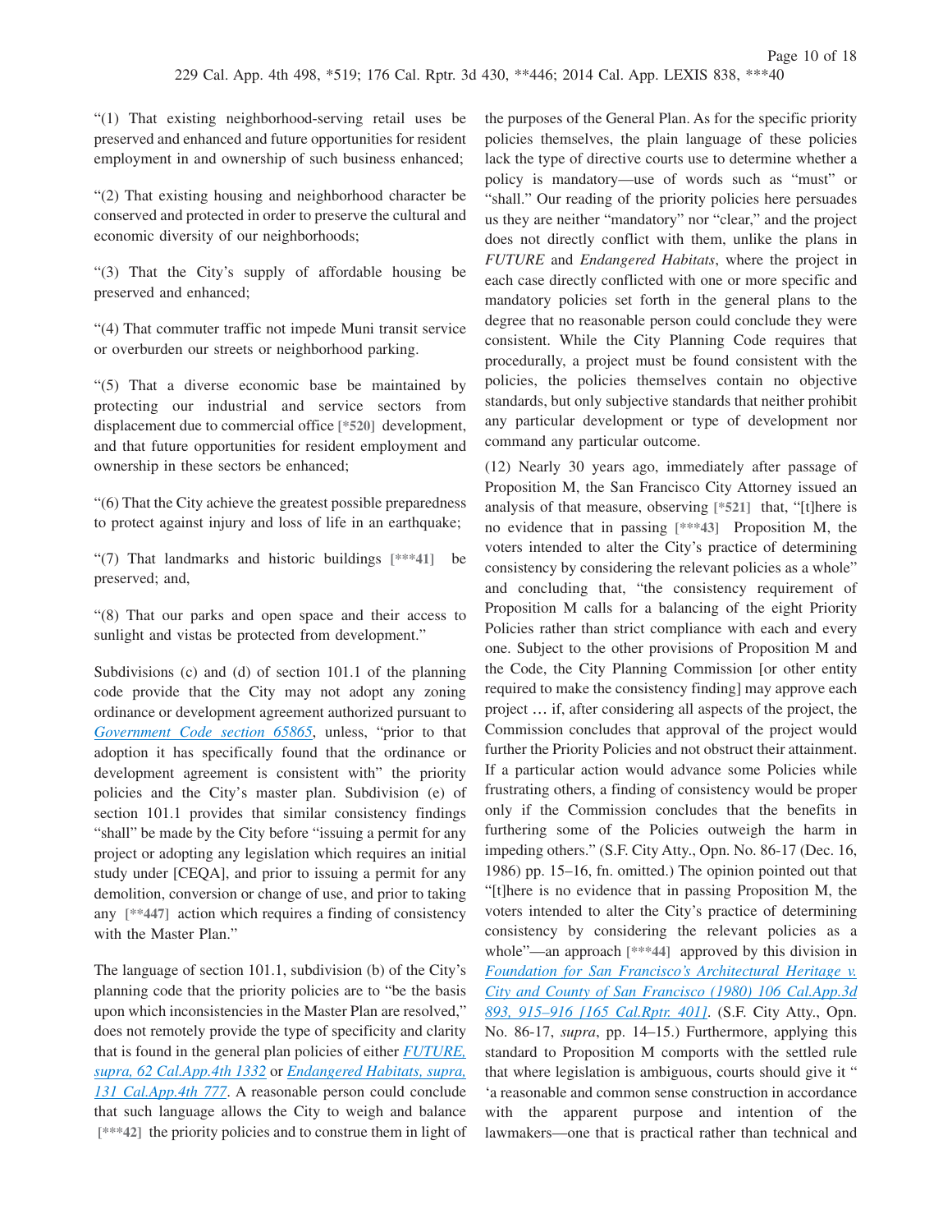"(1) That existing neighborhood-serving retail uses be preserved and enhanced and future opportunities for resident employment in and ownership of such business enhanced;

"(2) That existing housing and neighborhood character be conserved and protected in order to preserve the cultural and economic diversity of our neighborhoods;

"(3) That the City's supply of affordable housing be preserved and enhanced;

"(4) That commuter traffic not impede Muni transit service or overburden our streets or neighborhood parking.

"(5) That a diverse economic base be maintained by protecting our industrial and service sectors from displacement due to commercial office [*520] development, and that future opportunities for resident employment and ownership in these sectors be enhanced;

"(6) That the City achieve the greatest possible preparedness to protect against injury and loss of life in an earthquake;

"(7) That landmarks and historic buildings [***41] be preserved; and,

"(8) That our parks and open space and their access to sunlight and vistas be protected from development."

Subdivisions (c) and (d) of section 101.1 of the planning code provide that the City may not adopt any zoning ordinance or development agreement authorized pursuant to Government Code section 65865, unless, "prior to that adoption it has specifically found that the ordinance or development agreement is consistent with" the priority policies and the City's master plan. Subdivision (e) of section 101.1 provides that similar consistency findings "shall" be made by the City before "issuing a permit for any project or adopting any legislation which requires an initial study under [CEQA], and prior to issuing a permit for any demolition, conversion or change of use, and prior to taking any [**447] action which requires a finding of consistency with the Master Plan."

The language of section 101.1, subdivision (b) of the City's planning code that the priority policies are to "be the basis upon which inconsistencies in the Master Plan are resolved," does not remotely provide the type of specificity and clarity that is found in the general plan policies of either *FUTURE, supra, 62 Cal.App.4th 1332* or *Endangered Habitats, supra, 131 Cal.App.4th 777*. A reasonable person could conclude that such language allows the City to weigh and balance [***42] the priority policies and to construe them in light of the purposes of the General Plan. As for the specific priority policies themselves, the plain language of these policies lack the type of directive courts use to determine whether a policy is mandatory—use of words such as "must" or "shall." Our reading of the priority policies here persuades us they are neither "mandatory" nor "clear," and the project does not directly conflict with them, unlike the plans in *FUTURE* and *Endangered Habitats*, where the project in each case directly conflicted with one or more specific and mandatory policies set forth in the general plans to the degree that no reasonable person could conclude they were consistent. While the City Planning Code requires that procedurally, a project must be found consistent with the policies, the policies themselves contain no objective standards, but only subjective standards that neither prohibit any particular development or type of development nor command any particular outcome.

(12) Nearly 30 years ago, immediately after passage of Proposition M, the San Francisco City Attorney issued an analysis of that measure, observing [*521] that, "[t]here is no evidence that in passing [***43] Proposition M, the voters intended to alter the City's practice of determining consistency by considering the relevant policies as a whole" and concluding that, "the consistency requirement of Proposition M calls for a balancing of the eight Priority Policies rather than strict compliance with each and every one. Subject to the other provisions of Proposition M and the Code, the City Planning Commission [or other entity required to make the consistency finding] may approve each project … if, after considering all aspects of the project, the Commission concludes that approval of the project would further the Priority Policies and not obstruct their attainment. If a particular action would advance some Policies while frustrating others, a finding of consistency would be proper only if the Commission concludes that the benefits in furthering some of the Policies outweigh the harm in impeding others." (S.F. City Atty., Opn. No. 86-17 (Dec. 16, 1986) pp. 15–16, fn. omitted.) The opinion pointed out that "[t]here is no evidence that in passing Proposition M, the voters intended to alter the City's practice of determining consistency by considering the relevant policies as a whole"—an approach [***44] approved by this division in *Foundation for San Francisco's Architectural Heritage v. City and County of San Francisco (1980) 106 Cal.App.3d 893, 915–916 [165 Cal.Rptr. 401]*. (S.F. City Atty., Opn. No. 86-17, *supra*, pp. 14–15.) Furthermore, applying this standard to Proposition M comports with the settled rule that where legislation is ambiguous, courts should give it " 'a reasonable and common sense construction in accordance with the apparent purpose and intention of the lawmakers—one that is practical rather than technical and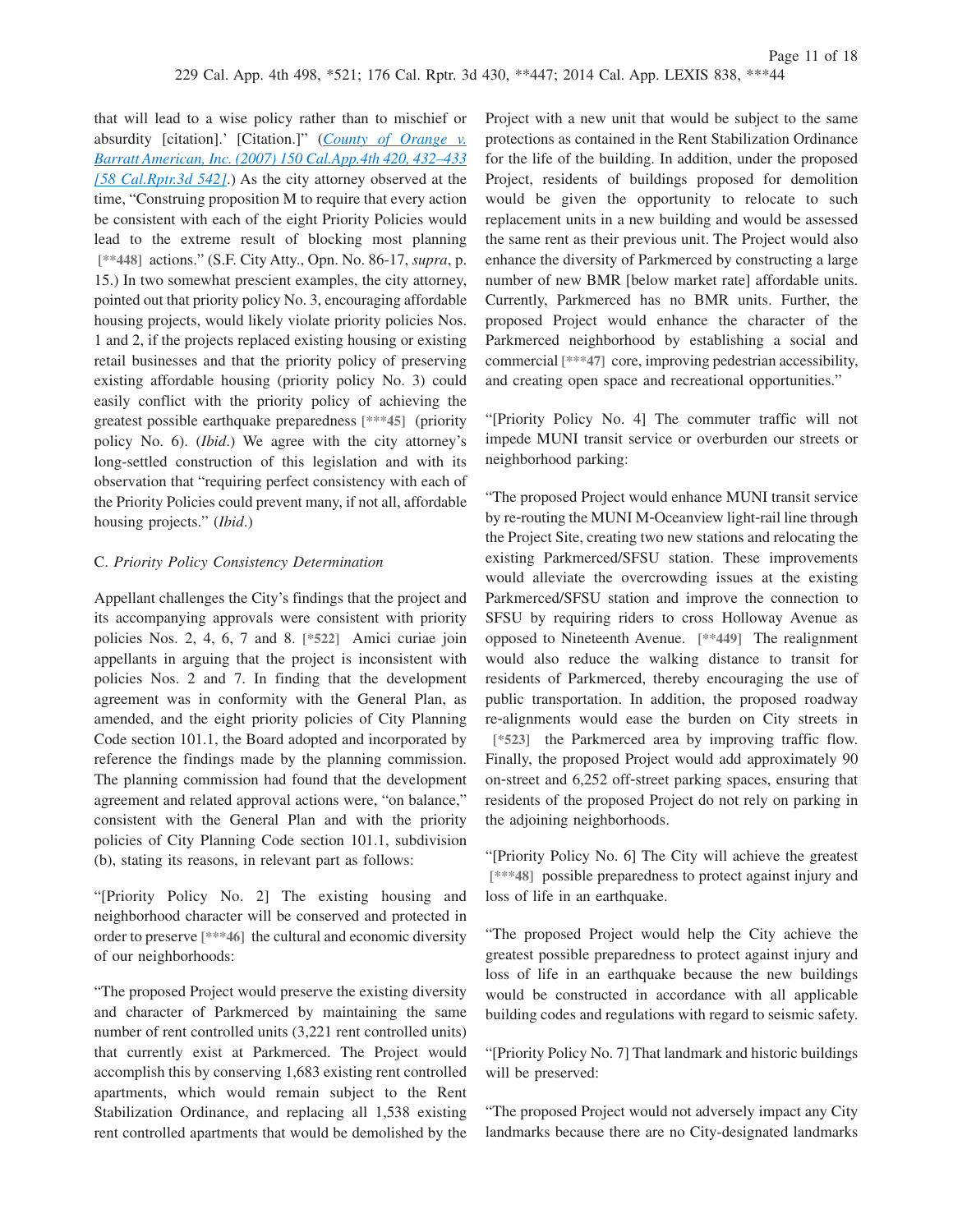that will lead to a wise policy rather than to mischief or absurdity [citation].' [Citation.]" (*County of Orange v. Barratt American, Inc. (2007) 150 Cal.App.4th 420, 432–433 [58 Cal.Rptr.3d 542]*.) As the city attorney observed at the time, "Construing proposition M to require that every action be consistent with each of the eight Priority Policies would lead to the extreme result of blocking most planning [**448] actions." (S.F. City Atty., Opn. No. 86-17, *supra*, p. 15.) In two somewhat prescient examples, the city attorney, pointed out that priority policy No. 3, encouraging affordable housing projects, would likely violate priority policies Nos. 1 and 2, if the projects replaced existing housing or existing retail businesses and that the priority policy of preserving existing affordable housing (priority policy No. 3) could easily conflict with the priority policy of achieving the greatest possible earthquake preparedness [***45] (priority policy No. 6). (*Ibid*.) We agree with the city attorney's long-settled construction of this legislation and with its observation that "requiring perfect consistency with each of the Priority Policies could prevent many, if not all, affordable housing projects." (*Ibid*.)

C. *Priority Policy Consistency Determination*

Appellant challenges the City's findings that the project and its accompanying approvals were consistent with priority policies Nos. 2, 4, 6, 7 and 8. [*522] Amici curiae join appellants in arguing that the project is inconsistent with policies Nos. 2 and 7. In finding that the development agreement was in conformity with the General Plan, as amended, and the eight priority policies of City Planning Code section 101.1, the Board adopted and incorporated by reference the findings made by the planning commission. The planning commission had found that the development agreement and related approval actions were, "on balance," consistent with the General Plan and with the priority policies of City Planning Code section 101.1, subdivision (b), stating its reasons, in relevant part as follows:

"[Priority Policy No. 2] The existing housing and neighborhood character will be conserved and protected in order to preserve [***46] the cultural and economic diversity of our neighborhoods:

"The proposed Project would preserve the existing diversity and character of Parkmerced by maintaining the same number of rent controlled units (3,221 rent controlled units) that currently exist at Parkmerced. The Project would accomplish this by conserving 1,683 existing rent controlled apartments, which would remain subject to the Rent Stabilization Ordinance, and replacing all 1,538 existing rent controlled apartments that would be demolished by the Project with a new unit that would be subject to the same protections as contained in the Rent Stabilization Ordinance for the life of the building. In addition, under the proposed Project, residents of buildings proposed for demolition would be given the opportunity to relocate to such replacement units in a new building and would be assessed the same rent as their previous unit. The Project would also enhance the diversity of Parkmerced by constructing a large number of new BMR [below market rate] affordable units. Currently, Parkmerced has no BMR units. Further, the proposed Project would enhance the character of the Parkmerced neighborhood by establishing a social and commercial [***47] core, improving pedestrian accessibility, and creating open space and recreational opportunities."

"[Priority Policy No. 4] The commuter traffic will not impede MUNI transit service or overburden our streets or neighborhood parking:

"The proposed Project would enhance MUNI transit service by re-routing the MUNI M-Oceanview light-rail line through the Project Site, creating two new stations and relocating the existing Parkmerced/SFSU station. These improvements would alleviate the overcrowding issues at the existing Parkmerced/SFSU station and improve the connection to SFSU by requiring riders to cross Holloway Avenue as opposed to Nineteenth Avenue. [**449] The realignment would also reduce the walking distance to transit for residents of Parkmerced, thereby encouraging the use of public transportation. In addition, the proposed roadway re-alignments would ease the burden on City streets in [*523] the Parkmerced area by improving traffic flow. Finally, the proposed Project would add approximately 90 on-street and 6,252 off-street parking spaces, ensuring that residents of the proposed Project do not rely on parking in the adjoining neighborhoods.

"[Priority Policy No. 6] The City will achieve the greatest [***48] possible preparedness to protect against injury and loss of life in an earthquake.

"The proposed Project would help the City achieve the greatest possible preparedness to protect against injury and loss of life in an earthquake because the new buildings would be constructed in accordance with all applicable building codes and regulations with regard to seismic safety.

"[Priority Policy No. 7] That landmark and historic buildings will be preserved:

"The proposed Project would not adversely impact any City landmarks because there are no City-designated landmarks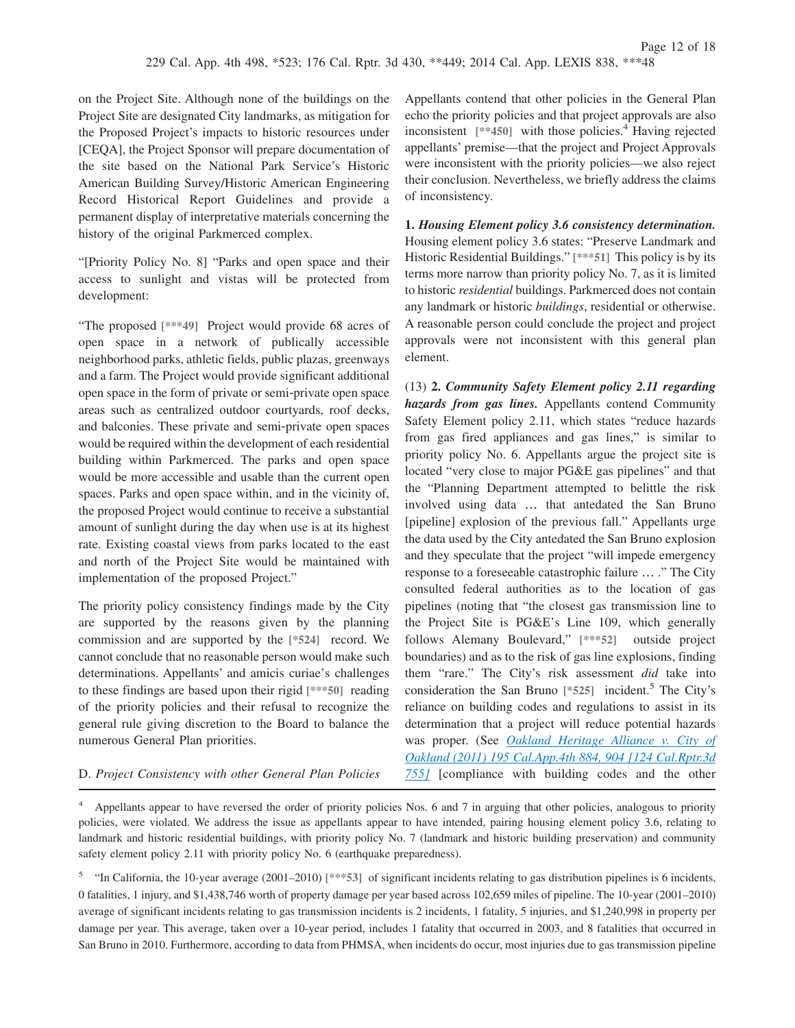on the Project Site. Although none of the buildings on the Project Site are designated City landmarks, as mitigation for the Proposed Project's impacts to historic resources under [CEQA], the Project Sponsor will prepare documentation of the site based on the National Park Service's Historic American Building Survey/Historic American Engineering Record Historical Report Guidelines and provide a permanent display of interpretative materials concerning the history of the original Parkmerced complex.

"[Priority Policy No. 8] "Parks and open space and their access to sunlight and vistas will be protected from development:

"The proposed [***49] Project would provide 68 acres of open space in a network of publically accessible neighborhood parks, athletic fields, public plazas, greenways and a farm. The Project would provide significant additional open space in the form of private or semi-private open space areas such as centralized outdoor courtyards, roof decks, and balconies. These private and semi-private open spaces would be required within the development of each residential building within Parkmerced. The parks and open space would be more accessible and usable than the current open spaces. Parks and open space within, and in the vicinity of, the proposed Project would continue to receive a substantial amount of sunlight during the day when use is at its highest rate. Existing coastal views from parks located to the east and north of the Project Site would be maintained with implementation of the proposed Project."

The priority policy consistency findings made by the City are supported by the reasons given by the planning commission and are supported by the [*524] record. We cannot conclude that no reasonable person would make such determinations. Appellants' and amicis curiae's challenges to these findings are based upon their rigid [***50] reading of the priority policies and their refusal to recognize the general rule giving discretion to the Board to balance the numerous General Plan priorities.

D. *Project Consistency with other General Plan Policies*

Appellants contend that other policies in the General Plan echo the priority policies and that project approvals are also inconsistent [**450] with those policies.[4] Having rejected appellants' premise—that the project and Project Approvals were inconsistent with the priority policies—we also reject their conclusion. Nevertheless, we briefly address the claims of inconsistency.

**1. *Housing Element policy 3.6 consistency determination.*** Housing element policy 3.6 states: "Preserve Landmark and Historic Residential Buildings." [***51] This policy is by its terms more narrow than priority policy No. 7, as it is limited to historic *residential* buildings. Parkmerced does not contain any landmark or historic *buildings*, residential or otherwise. A reasonable person could conclude the project and project approvals were not inconsistent with this general plan element.

(13) **2. *Community Safety Element policy 2.11 regarding hazards from gas lines.*** Appellants contend Community Safety Element policy 2.11, which states "reduce hazards from gas fired appliances and gas lines," is similar to priority policy No. 6. Appellants argue the project site is located "very close to major PG&E gas pipelines" and that the "Planning Department attempted to belittle the risk involved using data … that antedated the San Bruno [pipeline] explosion of the previous fall." Appellants urge the data used by the City antedated the San Bruno explosion and they speculate that the project "will impede emergency response to a foreseeable catastrophic failure … ." The City consulted federal authorities as to the location of gas pipelines (noting that "the closest gas transmission line to the Project Site is PG&E's Line 109, which generally follows Alemany Boulevard," [***52] outside project boundaries) and as to the risk of gas line explosions, finding them "rare." The City's risk assessment *did* take into consideration the San Bruno [*525] incident.[5] The City's reliance on building codes and regulations to assist in its determination that a project will reduce potential hazards was proper. (See *Oakland Heritage Alliance v. City of Oakland (2011) 195 Cal.App.4th 884, 904 [124 Cal.Rptr.3d 755]* [compliance with building codes and the other

---

[4] Appellants appear to have reversed the order of priority policies Nos. 6 and 7 in arguing that other policies, analogous to priority policies, were violated. We address the issue as appellants appear to have intended, pairing housing element policy 3.6, relating to landmark and historic residential buildings, with priority policy No. 7 (landmark and historic building preservation) and community safety element policy 2.11 with priority policy No. 6 (earthquake preparedness).

[5] "In California, the 10-year average (2001–2010) [***53] of significant incidents relating to gas distribution pipelines is 6 incidents, 0 fatalities, 1 injury, and $1,438,746 worth of property damage per year based across 102,659 miles of pipeline. The 10-year (2001–2010) average of significant incidents relating to gas transmission incidents is 2 incidents, 1 fatality, 5 injuries, and $1,240,998 in property per damage per year. This average, taken over a 10-year period, includes 1 fatality that occurred in 2003, and 8 fatalities that occurred in San Bruno in 2010. Furthermore, according to data from PHMSA, when incidents do occur, most injuries due to gas transmission pipeline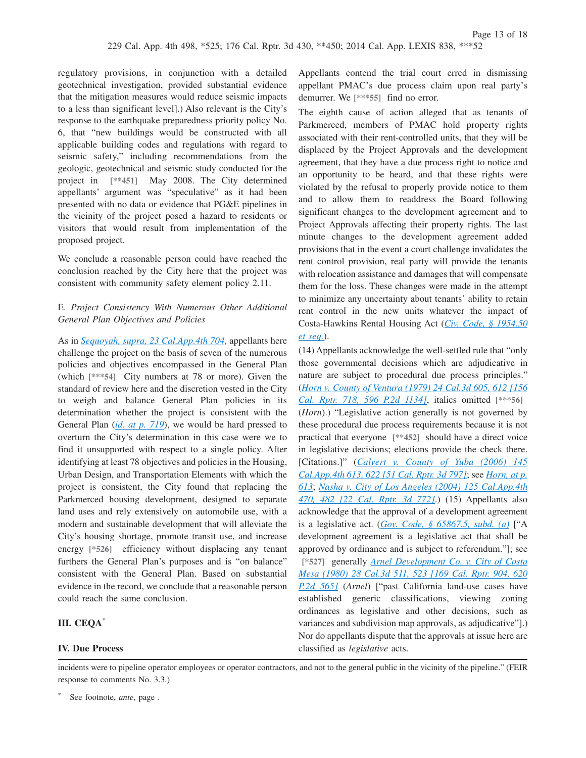regulatory provisions, in conjunction with a detailed geotechnical investigation, provided substantial evidence that the mitigation measures would reduce seismic impacts to a less than significant level].) Also relevant is the City's response to the earthquake preparedness priority policy No. 6, that "new buildings would be constructed with all applicable building codes and regulations with regard to seismic safety," including recommendations from the geologic, geotechnical and seismic study conducted for the project in [**451] May 2008. The City determined appellants' argument was "speculative" as it had been presented with no data or evidence that PG&E pipelines in the vicinity of the project posed a hazard to residents or visitors that would result from implementation of the proposed project.

We conclude a reasonable person could have reached the conclusion reached by the City here that the project was consistent with community safety element policy 2.11.

E. *Project Consistency With Numerous Other Additional General Plan Objectives and Policies*

As in *Sequoyah, supra, 23 Cal.App.4th 704*, appellants here challenge the project on the basis of seven of the numerous policies and objectives encompassed in the General Plan (which [***54] City numbers at 78 or more). Given the standard of review here and the discretion vested in the City to weigh and balance General Plan policies in its determination whether the project is consistent with the General Plan (*id. at p. 719*), we would be hard pressed to overturn the City's determination in this case were we to find it unsupported with respect to a single policy. After identifying at least 78 objectives and policies in the Housing, Urban Design, and Transportation Elements with which the project is consistent, the City found that replacing the Parkmerced housing development, designed to separate land uses and rely extensively on automobile use, with a modern and sustainable development that will alleviate the City's housing shortage, promote transit use, and increase energy [*526] efficiency without displacing any tenant furthers the General Plan's purposes and is "on balance" consistent with the General Plan. Based on substantial evidence in the record, we conclude that a reasonable person could reach the same conclusion.

## III. CEQA[*]

## IV. Due Process

Appellants contend the trial court erred in dismissing appellant PMAC's due process claim upon real party's demurrer. We [***55] find no error.

The eighth cause of action alleged that as tenants of Parkmerced, members of PMAC hold property rights associated with their rent-controlled units, that they will be displaced by the Project Approvals and the development agreement, that they have a due process right to notice and an opportunity to be heard, and that these rights were violated by the refusal to properly provide notice to them and to allow them to readdress the Board following significant changes to the development agreement and to Project Approvals affecting their property rights. The last minute changes to the development agreement added provisions that in the event a court challenge invalidates the rent control provision, real party will provide the tenants with relocation assistance and damages that will compensate them for the loss. These changes were made in the attempt to minimize any uncertainty about tenants' ability to retain rent control in the new units whatever the impact of Costa-Hawkins Rental Housing Act (*Civ. Code, § 1954.50 et seq.*).

(14) Appellants acknowledge the well-settled rule that "only those governmental decisions which are adjudicative in nature are subject to procedural due process principles." (*Horn v. County of Ventura (1979) 24 Cal.3d 605, 612 [156 Cal. Rptr. 718, 596 P.2d 1134]*, italics omitted [***56] (*Horn*).) "Legislative action generally is not governed by these procedural due process requirements because it is not practical that everyone [**452] should have a direct voice in legislative decisions; elections provide the check there. [Citations.]" (*Calvert v. County of Yuba (2006) 145 Cal.App.4th 613, 622 [51 Cal. Rptr. 3d 797]*; see *Horn, at p. 613*; *Nasha v. City of Los Angeles (2004) 125 Cal.App.4th 470, 482 [22 Cal. Rptr. 3d 772]*.) (15) Appellants also acknowledge that the approval of a development agreement is a legislative act. (*Gov. Code, § 65867.5, subd. (a)* ["A development agreement is a legislative act that shall be approved by ordinance and is subject to referendum."]; see [*527] generally *Arnel Development Co. v. City of Costa Mesa (1980) 28 Cal.3d 511, 523 [169 Cal. Rptr. 904, 620 P.2d 565]* (*Arnel*) ["past California land-use cases have established generic classifications, viewing zoning ordinances as legislative and other decisions, such as variances and subdivision map approvals, as adjudicative"].) Nor do appellants dispute that the approvals at issue here are classified as *legislative* acts.

---

incidents were to pipeline operator employees or operator contractors, and not to the general public in the vicinity of the pipeline." (FEIR response to comments No. 3.3.)

[*] See footnote, *ante*, page .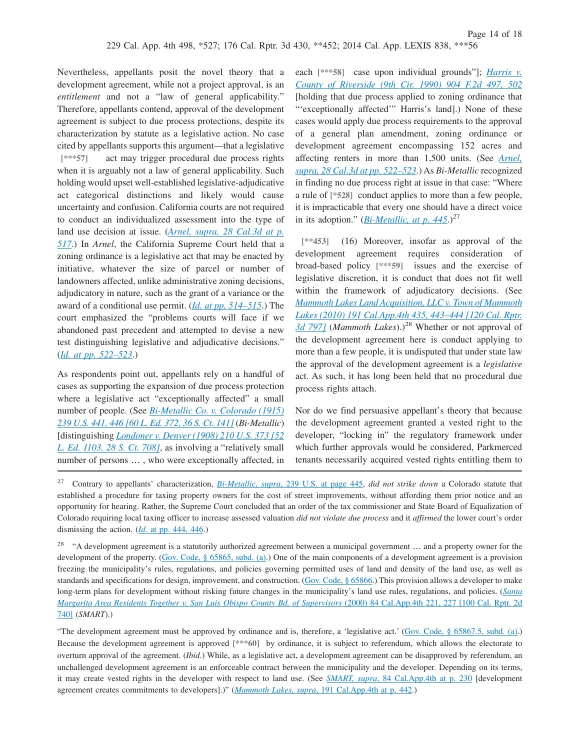Nevertheless, appellants posit the novel theory that a development agreement, while not a project approval, is an *entitlement* and not a "law of general applicability." Therefore, appellants contend, approval of the development agreement is subject to due process protections, despite its characterization by statute as a legislative action. No case cited by appellants supports this argument—that a legislative [***57] act may trigger procedural due process rights when it is arguably not a law of general applicability. Such holding would upset well-established legislative-adjudicative act categorical distinctions and likely would cause uncertainty and confusion. California courts are not required to conduct an individualized assessment into the type of land use decision at issue. (*Arnel, supra, 28 Cal.3d at p. 517*.) In *Arnel*, the California Supreme Court held that a zoning ordinance is a legislative act that may be enacted by initiative, whatever the size of parcel or number of landowners affected, unlike administrative zoning decisions, adjudicatory in nature, such as the grant of a variance or the award of a conditional use permit. (*Id. at pp. 514–515*.) The court emphasized the "problems courts will face if we abandoned past precedent and attempted to devise a new test distinguishing legislative and adjudicative decisions." (*Id. at pp. 522–523*.)

As respondents point out, appellants rely on a handful of cases as supporting the expansion of due process protection where a legislative act "exceptionally affected" a small number of people. (See *Bi-Metallic Co. v. Colorado (1915) 239 U.S. 441, 446 [60 L. Ed. 372, 36 S. Ct. 141]* (*Bi-Metallic*) [distinguishing *Londoner v. Denver (1908) 210 U.S. 373 [52 L. Ed. 1103, 28 S. Ct. 708]*, as involving a "relatively small number of persons … , who were exceptionally affected, in each [***58] case upon individual grounds"]; *Harris v. County of Riverside (9th Cir. 1990) 904 F.2d 497, 502* [holding that due process applied to zoning ordinance that "'exceptionally affected'" Harris's land].) None of these cases would apply due process requirements to the approval of a general plan amendment, zoning ordinance or development agreement encompassing 152 acres and affecting renters in more than 1,500 units. (See *Arnel, supra, 28 Cal.3d at pp. 522–523*.) As *Bi-Metallic* recognized in finding no due process right at issue in that case: "Where a rule of [*528] conduct applies to more than a few people, it is impracticable that every one should have a direct voice in its adoption." (*Bi-Metallic, at p. 445*.)[27]

[**453] (16) Moreover, insofar as approval of the development agreement requires consideration of broad-based policy [***59] issues and the exercise of legislative discretion, it is conduct that does not fit well within the framework of adjudicatory decisions. (See *Mammoth Lakes Land Acquisition, LLC v. Town of Mammoth Lakes (2010) 191 Cal.App.4th 435, 443–444 [120 Cal. Rptr. 3d 797]* (*Mammoth Lakes*).)[28] Whether or not approval of the development agreement here is conduct applying to more than a few people, it is undisputed that under state law the approval of the development agreement is a *legislative* act. As such, it has long been held that no procedural due process rights attach.

Nor do we find persuasive appellant's theory that because the development agreement granted a vested right to the developer, "locking in" the regulatory framework under which further approvals would be considered, Parkmerced tenants necessarily acquired vested rights entitling them to

---

[27] Contrary to appellants' characterization, *Bi-Metallic, supra, 239 U.S. at page 445*, *did not strike down* a Colorado statute that established a procedure for taxing property owners for the cost of street improvements, without affording them prior notice and an opportunity for hearing. Rather, the Supreme Court concluded that an order of the tax commissioner and State Board of Equalization of Colorado requiring local taxing officer to increase assessed valuation *did not violate due process* and it *affirmed* the lower court's order dismissing the action. (*Id.* at pp. 444, 446.)

[28] "A development agreement is a statutorily authorized agreement between a municipal government … and a property owner for the development of the property. (Gov. Code, § 65865, subd. (a).) One of the main components of a development agreement is a provision freezing the municipality's rules, regulations, and policies governing permitted uses of land and density of the land use, as well as standards and specifications for design, improvement, and construction. (Gov. Code, § 65866.) This provision allows a developer to make long-term plans for development without risking future changes in the municipality's land use rules, regulations, and policies. (*Santa Margarita Area Residents Together v. San Luis Obispo County Bd. of Supervisors* (2000) 84 Cal.App.4th 221, 227 [100 Cal. Rptr. 2d 740] (*SMART*).)

"The development agreement must be approved by ordinance and is, therefore, a 'legislative act.' (Gov. Code, § 65867.5, subd. (a).) Because the development agreement is approved [***60] by ordinance, it is subject to referendum, which allows the electorate to overturn approval of the agreement. (*Ibid.*) While, as a legislative act, a development agreement can be disapproved by referendum, an unchallenged development agreement is an enforceable contract between the municipality and the developer. Depending on its terms, it may create vested rights in the developer with respect to land use. (See *SMART, supra*, 84 Cal.App.4th at p. 230 [development agreement creates commitments to developers].)" (*Mammoth Lakes, supra*, 191 Cal.App.4th at p. 442.)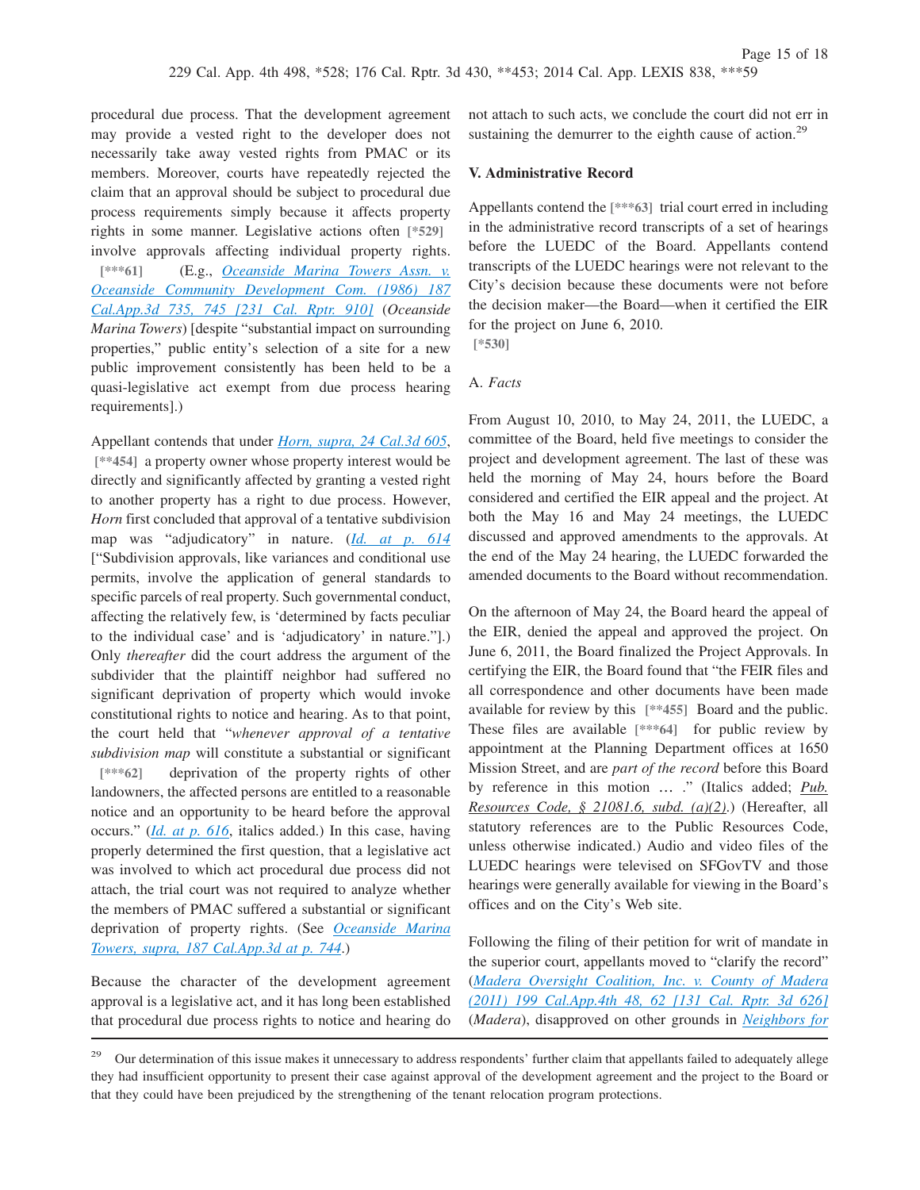procedural due process. That the development agreement may provide a vested right to the developer does not necessarily take away vested rights from PMAC or its members. Moreover, courts have repeatedly rejected the claim that an approval should be subject to procedural due process requirements simply because it affects property rights in some manner. Legislative actions often [*529] involve approvals affecting individual property rights. [***61] (E.g., *Oceanside Marina Towers Assn. v. Oceanside Community Development Com. (1986) 187 Cal.App.3d 735, 745 [231 Cal. Rptr. 910]* (*Oceanside Marina Towers*) [despite "substantial impact on surrounding properties," public entity's selection of a site for a new public improvement consistently has been held to be a quasi-legislative act exempt from due process hearing requirements].)

Appellant contends that under *Horn, supra, 24 Cal.3d 605*, [**454] a property owner whose property interest would be directly and significantly affected by granting a vested right to another property has a right to due process. However, *Horn* first concluded that approval of a tentative subdivision map was "adjudicatory" in nature. (*Id. at p. 614* ["Subdivision approvals, like variances and conditional use permits, involve the application of general standards to specific parcels of real property. Such governmental conduct, affecting the relatively few, is 'determined by facts peculiar to the individual case' and is 'adjudicatory' in nature."].) Only *thereafter* did the court address the argument of the subdivider that the plaintiff neighbor had suffered no significant deprivation of property which would invoke constitutional rights to notice and hearing. As to that point, the court held that "*whenever approval of a tentative subdivision map* will constitute a substantial or significant [***62] deprivation of the property rights of other landowners, the affected persons are entitled to a reasonable notice and an opportunity to be heard before the approval occurs." (*Id. at p. 616*, italics added.) In this case, having properly determined the first question, that a legislative act was involved to which act procedural due process did not attach, the trial court was not required to analyze whether the members of PMAC suffered a substantial or significant deprivation of property rights. (See *Oceanside Marina Towers, supra, 187 Cal.App.3d at p. 744*.)

Because the character of the development agreement approval is a legislative act, and it has long been established that procedural due process rights to notice and hearing do not attach to such acts, we conclude the court did not err in sustaining the demurrer to the eighth cause of action.[29]

**V. Administrative Record**

Appellants contend the [***63] trial court erred in including in the administrative record transcripts of a set of hearings before the LUEDC of the Board. Appellants contend transcripts of the LUEDC hearings were not relevant to the City's decision because these documents were not before the decision maker—the Board—when it certified the EIR for the project on June 6, 2010.
[*530]

A. *Facts*

From August 10, 2010, to May 24, 2011, the LUEDC, a committee of the Board, held five meetings to consider the project and development agreement. The last of these was held the morning of May 24, hours before the Board considered and certified the EIR appeal and the project. At both the May 16 and May 24 meetings, the LUEDC discussed and approved amendments to the approvals. At the end of the May 24 hearing, the LUEDC forwarded the amended documents to the Board without recommendation.

On the afternoon of May 24, the Board heard the appeal of the EIR, denied the appeal and approved the project. On June 6, 2011, the Board finalized the Project Approvals. In certifying the EIR, the Board found that "the FEIR files and all correspondence and other documents have been made available for review by this [**455] Board and the public. These files are available [***64] for public review by appointment at the Planning Department offices at 1650 Mission Street, and are *part of the record* before this Board by reference in this motion … ." (Italics added; Pub. Resources Code, § 21081.6, subd. (a)(2).) (Hereafter, all statutory references are to the Public Resources Code, unless otherwise indicated.) Audio and video files of the LUEDC hearings were televised on SFGovTV and those hearings were generally available for viewing in the Board's offices and on the City's Web site.

Following the filing of their petition for writ of mandate in the superior court, appellants moved to "clarify the record" (*Madera Oversight Coalition, Inc. v. County of Madera (2011) 199 Cal.App.4th 48, 62 [131 Cal. Rptr. 3d 626]* (*Madera*), disapproved on other grounds in *Neighbors for*

---

[29] Our determination of this issue makes it unnecessary to address respondents' further claim that appellants failed to adequately allege they had insufficient opportunity to present their case against approval of the development agreement and the project to the Board or that they could have been prejudiced by the strengthening of the tenant relocation program protections.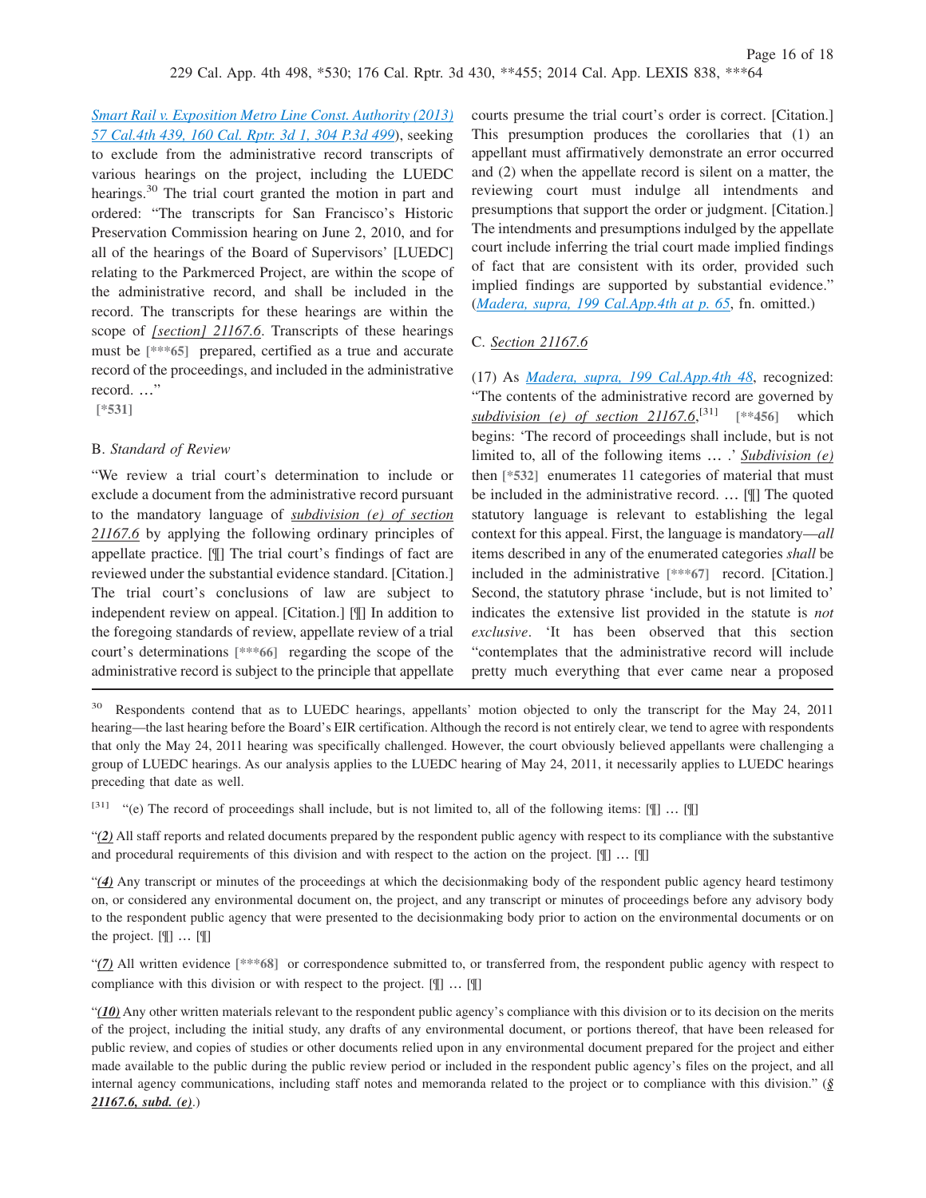*Smart Rail v. Exposition Metro Line Const. Authority (2013) 57 Cal.4th 439, 160 Cal. Rptr. 3d 1, 304 P.3d 499*), seeking to exclude from the administrative record transcripts of various hearings on the project, including the LUEDC hearings.[30] The trial court granted the motion in part and ordered: "The transcripts for San Francisco's Historic Preservation Commission hearing on June 2, 2010, and for all of the hearings of the Board of Supervisors' [LUEDC] relating to the Parkmerced Project, are within the scope of the administrative record, and shall be included in the record. The transcripts for these hearings are within the scope of *[section] 21167.6*. Transcripts of these hearings must be [***65] prepared, certified as a true and accurate record of the proceedings, and included in the administrative record. …"

[*531]

B. *Standard of Review*

"We review a trial court's determination to include or exclude a document from the administrative record pursuant to the mandatory language of *subdivision (e) of section 21167.6* by applying the following ordinary principles of appellate practice. [¶] The trial court's findings of fact are reviewed under the substantial evidence standard. [Citation.] The trial court's conclusions of law are subject to independent review on appeal. [Citation.] [¶] In addition to the foregoing standards of review, appellate review of a trial court's determinations [***66] regarding the scope of the administrative record is subject to the principle that appellate courts presume the trial court's order is correct. [Citation.] This presumption produces the corollaries that (1) an appellant must affirmatively demonstrate an error occurred and (2) when the appellate record is silent on a matter, the reviewing court must indulge all intendments and presumptions that support the order or judgment. [Citation.] The intendments and presumptions indulged by the appellate court include inferring the trial court made implied findings of fact that are consistent with its order, provided such implied findings are supported by substantial evidence." (*Madera, supra, 199 Cal.App.4th at p. 65*, fn. omitted.)

C. *Section 21167.6*

(17) As *Madera, supra, 199 Cal.App.4th 48*, recognized: "The contents of the administrative record are governed by *subdivision (e) of section 21167.6*,[31] [**456] which begins: 'The record of proceedings shall include, but is not limited to, all of the following items … .' *Subdivision (e)* then [*532] enumerates 11 categories of material that must be included in the administrative record. … [¶] The quoted statutory language is relevant to establishing the legal context for this appeal. First, the language is mandatory—*all* items described in any of the enumerated categories *shall* be included in the administrative [***67] record. [Citation.] Second, the statutory phrase 'include, but is not limited to' indicates the extensive list provided in the statute is *not exclusive*. 'It has been observed that this section "contemplates that the administrative record will include pretty much everything that ever came near a proposed

---

[30] Respondents contend that as to LUEDC hearings, appellants' motion objected to only the transcript for the May 24, 2011 hearing—the last hearing before the Board's EIR certification. Although the record is not entirely clear, we tend to agree with respondents that only the May 24, 2011 hearing was specifically challenged. However, the court obviously believed appellants were challenging a group of LUEDC hearings. As our analysis applies to the LUEDC hearing of May 24, 2011, it necessarily applies to LUEDC hearings preceding that date as well.

[31] "(e) The record of proceedings shall include, but is not limited to, all of the following items: [¶] … [¶]

"***(2)*** All staff reports and related documents prepared by the respondent public agency with respect to its compliance with the substantive and procedural requirements of this division and with respect to the action on the project. [¶] … [¶]

"***(4)*** Any transcript or minutes of the proceedings at which the decisionmaking body of the respondent public agency heard testimony on, or considered any environmental document on, the project, and any transcript or minutes of proceedings before any advisory body to the respondent public agency that were presented to the decisionmaking body prior to action on the environmental documents or on the project. [¶] … [¶]

"***(7)*** All written evidence [***68] or correspondence submitted to, or transferred from, the respondent public agency with respect to compliance with this division or with respect to the project. [¶] … [¶]

"***(10)*** Any other written materials relevant to the respondent public agency's compliance with this division or to its decision on the merits of the project, including the initial study, any drafts of any environmental document, or portions thereof, that have been released for public review, and copies of studies or other documents relied upon in any environmental document prepared for the project and either made available to the public during the public review period or included in the respondent public agency's files on the project, and all internal agency communications, including staff notes and memoranda related to the project or to compliance with this division." (***§ 21167.6, subd. (e)***.)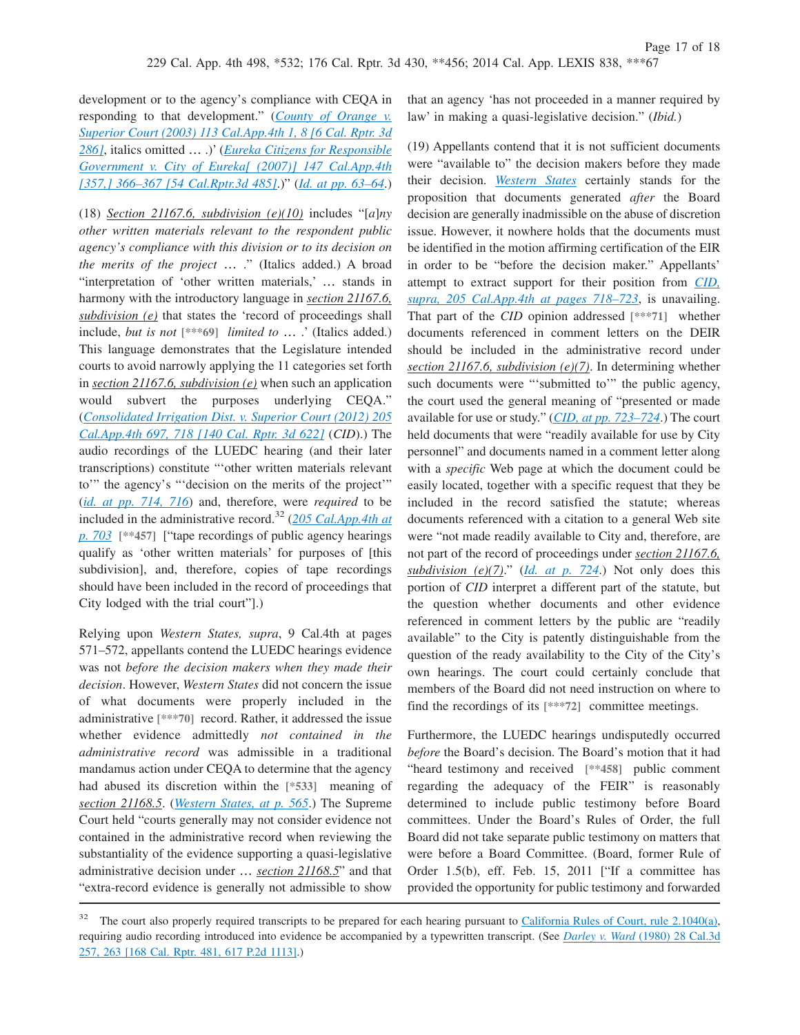development or to the agency's compliance with CEQA in responding to that development." (*County of Orange v. Superior Court (2003) 113 Cal.App.4th 1, 8 [6 Cal. Rptr. 3d 286]*, italics omitted … .)' (*Eureka Citizens for Responsible Government v. City of Eureka[ (2007)] 147 Cal.App.4th [357,] 366–367 [54 Cal.Rptr.3d 485]*.)" (*Id. at pp. 63–64*.)

(18) *Section 21167.6, subdivision (e)(10)* includes "[*a*]*ny other written materials relevant to the respondent public agency's compliance with this division or to its decision on the merits of the project* … ." (Italics added.) A broad "interpretation of 'other written materials,' … stands in harmony with the introductory language in *section 21167.6, subdivision (e)* that states the 'record of proceedings shall include, *but is not* [***69] *limited to* … .' (Italics added.) This language demonstrates that the Legislature intended courts to avoid narrowly applying the 11 categories set forth in *section 21167.6, subdivision (e)* when such an application would subvert the purposes underlying CEQA." (*Consolidated Irrigation Dist. v. Superior Court (2012) 205 Cal.App.4th 697, 718 [140 Cal. Rptr. 3d 622]* (*CID*).) The audio recordings of the LUEDC hearing (and their later transcriptions) constitute "'other written materials relevant to'" the agency's "'decision on the merits of the project'" (*id. at pp. 714, 716*) and, therefore, were *required* to be included in the administrative record.[32] (*205 Cal.App.4th at p. 703* [**457] ["tape recordings of public agency hearings qualify as 'other written materials' for purposes of [this subdivision], and, therefore, copies of tape recordings should have been included in the record of proceedings that City lodged with the trial court"].)

Relying upon *Western States, supra*, 9 Cal.4th at pages 571–572, appellants contend the LUEDC hearings evidence was not *before the decision makers when they made their decision*. However, *Western States* did not concern the issue of what documents were properly included in the administrative [***70] record. Rather, it addressed the issue whether evidence admittedly *not contained in the administrative record* was admissible in a traditional mandamus action under CEQA to determine that the agency had abused its discretion within the [*533] meaning of *section 21168.5*. (*Western States, at p. 565*.) The Supreme Court held "courts generally may not consider evidence not contained in the administrative record when reviewing the substantiality of the evidence supporting a quasi-legislative administrative decision under … *section 21168.5*" and that "extra-record evidence is generally not admissible to show that an agency 'has not proceeded in a manner required by law' in making a quasi-legislative decision." (*Ibid.*)

(19) Appellants contend that it is not sufficient documents were "available to" the decision makers before they made their decision. *Western States* certainly stands for the proposition that documents generated *after* the Board decision are generally inadmissible on the abuse of discretion issue. However, it nowhere holds that the documents must be identified in the motion affirming certification of the EIR in order to be "before the decision maker." Appellants' attempt to extract support for their position from *CID, supra, 205 Cal.App.4th at pages 718–723*, is unavailing. That part of the *CID* opinion addressed [***71] whether documents referenced in comment letters on the DEIR should be included in the administrative record under *section 21167.6, subdivision (e)(7)*. In determining whether such documents were "'submitted to'" the public agency, the court used the general meaning of "presented or made available for use or study." (*CID, at pp. 723–724*.) The court held documents that were "readily available for use by City personnel" and documents named in a comment letter along with a *specific* Web page at which the document could be easily located, together with a specific request that they be included in the record satisfied the statute; whereas documents referenced with a citation to a general Web site were "not made readily available to City and, therefore, are not part of the record of proceedings under *section 21167.6, subdivision (e)(7)*." (*Id. at p. 724*.) Not only does this portion of *CID* interpret a different part of the statute, but the question whether documents and other evidence referenced in comment letters by the public are "readily available" to the City is patently distinguishable from the question of the ready availability to the City of the City's own hearings. The court could certainly conclude that members of the Board did not need instruction on where to find the recordings of its [***72] committee meetings.

Furthermore, the LUEDC hearings undisputedly occurred *before* the Board's decision. The Board's motion that it had "heard testimony and received [**458] public comment regarding the adequacy of the FEIR" is reasonably determined to include public testimony before Board committees. Under the Board's Rules of Order, the full Board did not take separate public testimony on matters that were before a Board Committee. (Board, former Rule of Order 1.5(b), eff. Feb. 15, 2011 ["If a committee has provided the opportunity for public testimony and forwarded

---

[32] The court also properly required transcripts to be prepared for each hearing pursuant to California Rules of Court, rule 2.1040(a), requiring audio recording introduced into evidence be accompanied by a typewritten transcript. (See *Darley v. Ward* (1980) 28 Cal.3d 257, 263 [168 Cal. Rptr. 481, 617 P.2d 1113].)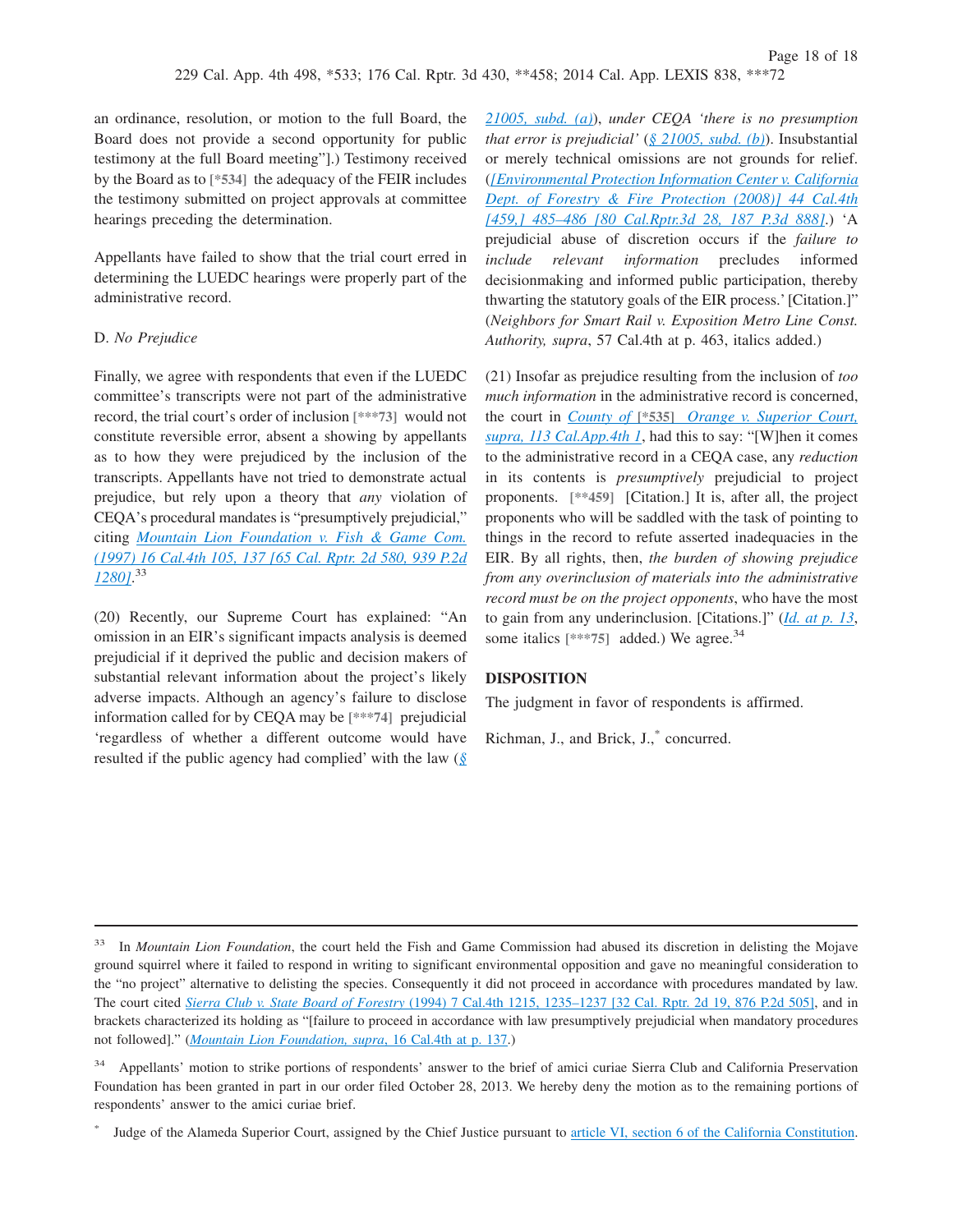an ordinance, resolution, or motion to the full Board, the Board does not provide a second opportunity for public testimony at the full Board meeting"].) Testimony received by the Board as to [*534] the adequacy of the FEIR includes the testimony submitted on project approvals at committee hearings preceding the determination.

Appellants have failed to show that the trial court erred in determining the LUEDC hearings were properly part of the administrative record.

D. *No Prejudice*

Finally, we agree with respondents that even if the LUEDC committee's transcripts were not part of the administrative record, the trial court's order of inclusion [***73] would not constitute reversible error, absent a showing by appellants as to how they were prejudiced by the inclusion of the transcripts. Appellants have not tried to demonstrate actual prejudice, but rely upon a theory that *any* violation of CEQA's procedural mandates is "presumptively prejudicial," citing *Mountain Lion Foundation v. Fish & Game Com. (1997) 16 Cal.4th 105, 137 [65 Cal. Rptr. 2d 580, 939 P.2d 1280]*.[33]

(20) Recently, our Supreme Court has explained: "An omission in an EIR's significant impacts analysis is deemed prejudicial if it deprived the public and decision makers of substantial relevant information about the project's likely adverse impacts. Although an agency's failure to disclose information called for by CEQA may be [***74] prejudicial 'regardless of whether a different outcome would have resulted if the public agency had complied' with the law (§ 21005, subd. (a)), *under CEQA 'there is no presumption that error is prejudicial'* (§ 21005, subd. (b)). Insubstantial or merely technical omissions are not grounds for relief. (*[Environmental Protection Information Center v. California Dept. of Forestry & Fire Protection (2008)] 44 Cal.4th [459,] 485–486 [80 Cal.Rptr.3d 28, 187 P.3d 888]*.) 'A prejudicial abuse of discretion occurs if the *failure to include relevant information* precludes informed decisionmaking and informed public participation, thereby thwarting the statutory goals of the EIR process.' [Citation.]" (*Neighbors for Smart Rail v. Exposition Metro Line Const. Authority, supra*, 57 Cal.4th at p. 463, italics added.)

(21) Insofar as prejudice resulting from the inclusion of *too much information* in the administrative record is concerned, the court in *County of [*535] Orange v. Superior Court, supra, 113 Cal.App.4th 1*, had this to say: "[W]hen it comes to the administrative record in a CEQA case, any *reduction* in its contents is *presumptively* prejudicial to project proponents. [**459] [Citation.] It is, after all, the project proponents who will be saddled with the task of pointing to things in the record to refute asserted inadequacies in the EIR. By all rights, then, *the burden of showing prejudice from any overinclusion of materials into the administrative record must be on the project opponents*, who have the most to gain from any underinclusion. [Citations.]" (*Id. at p. 13*, some italics [***75] added.) We agree.[34]

## DISPOSITION

The judgment in favor of respondents is affirmed.

Richman, J., and Brick, J.,[*] concurred.

---

[33] In *Mountain Lion Foundation*, the court held the Fish and Game Commission had abused its discretion in delisting the Mojave ground squirrel where it failed to respond in writing to significant environmental opposition and gave no meaningful consideration to the "no project" alternative to delisting the species. Consequently it did not proceed in accordance with procedures mandated by law. The court cited *Sierra Club v. State Board of Forestry* (1994) 7 Cal.4th 1215, 1235–1237 [32 Cal. Rptr. 2d 19, 876 P.2d 505], and in brackets characterized its holding as "[failure to proceed in accordance with law presumptively prejudicial when mandatory procedures not followed]." (*Mountain Lion Foundation, supra*, 16 Cal.4th at p. 137.)

[34] Appellants' motion to strike portions of respondents' answer to the brief of amici curiae Sierra Club and California Preservation Foundation has been granted in part in our order filed October 28, 2013. We hereby deny the motion as to the remaining portions of respondents' answer to the amici curiae brief.

[*] Judge of the Alameda Superior Court, assigned by the Chief Justice pursuant to article VI, section 6 of the California Constitution.